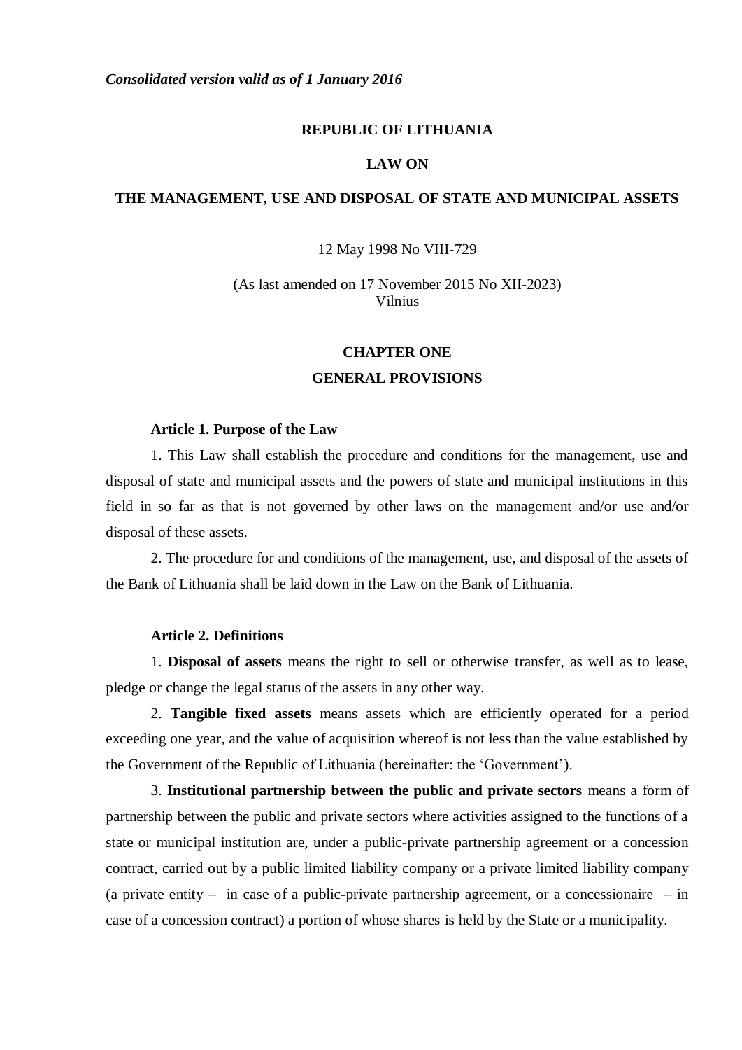*Consolidated version valid as of 1 January 2016*

**REPUBLIC OF LITHUANIA**

**LAW ON**

**THE MANAGEMENT, USE AND DISPOSAL OF STATE AND MUNICIPAL ASSETS**

12 May 1998 No VIII-729

(As last amended on 17 November 2015 No XII-2023)
Vilnius

## CHAPTER ONE
## GENERAL PROVISIONS

### Article 1. Purpose of the Law

1. This Law shall establish the procedure and conditions for the management, use and disposal of state and municipal assets and the powers of state and municipal institutions in this field in so far as that is not governed by other laws on the management and/or use and/or disposal of these assets.

2. The procedure for and conditions of the management, use, and disposal of the assets of the Bank of Lithuania shall be laid down in the Law on the Bank of Lithuania.

### Article 2. Definitions

1. **Disposal of assets** means the right to sell or otherwise transfer, as well as to lease, pledge or change the legal status of the assets in any other way.

2. **Tangible fixed assets** means assets which are efficiently operated for a period exceeding one year, and the value of acquisition whereof is not less than the value established by the Government of the Republic of Lithuania (hereinafter: the 'Government').

3. **Institutional partnership between the public and private sectors** means a form of partnership between the public and private sectors where activities assigned to the functions of a state or municipal institution are, under a public-private partnership agreement or a concession contract, carried out by a public limited liability company or a private limited liability company (a private entity – in case of a public-private partnership agreement, or a concessionaire – in case of a concession contract) a portion of whose shares is held by the State or a municipality.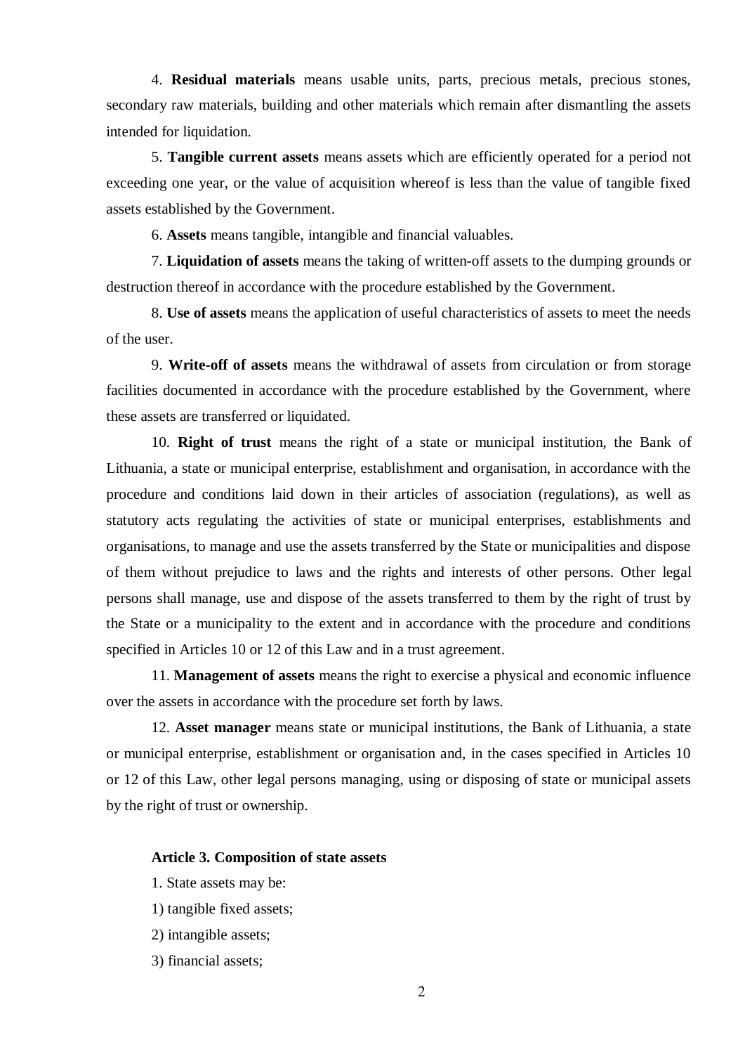4. **Residual materials** means usable units, parts, precious metals, precious stones, secondary raw materials, building and other materials which remain after dismantling the assets intended for liquidation.

5. **Tangible current assets** means assets which are efficiently operated for a period not exceeding one year, or the value of acquisition whereof is less than the value of tangible fixed assets established by the Government.

6. **Assets** means tangible, intangible and financial valuables.

7. **Liquidation of assets** means the taking of written-off assets to the dumping grounds or destruction thereof in accordance with the procedure established by the Government.

8. **Use of assets** means the application of useful characteristics of assets to meet the needs of the user.

9. **Write-off of assets** means the withdrawal of assets from circulation or from storage facilities documented in accordance with the procedure established by the Government, where these assets are transferred or liquidated.

10. **Right of trust** means the right of a state or municipal institution, the Bank of Lithuania, a state or municipal enterprise, establishment and organisation, in accordance with the procedure and conditions laid down in their articles of association (regulations), as well as statutory acts regulating the activities of state or municipal enterprises, establishments and organisations, to manage and use the assets transferred by the State or municipalities and dispose of them without prejudice to laws and the rights and interests of other persons. Other legal persons shall manage, use and dispose of the assets transferred to them by the right of trust by the State or a municipality to the extent and in accordance with the procedure and conditions specified in Articles 10 or 12 of this Law and in a trust agreement.

11. **Management of assets** means the right to exercise a physical and economic influence over the assets in accordance with the procedure set forth by laws.

12. **Asset manager** means state or municipal institutions, the Bank of Lithuania, a state or municipal enterprise, establishment or organisation and, in the cases specified in Articles 10 or 12 of this Law, other legal persons managing, using or disposing of state or municipal assets by the right of trust or ownership.

**Article 3. Composition of state assets**

1. State assets may be:

1) tangible fixed assets;

2) intangible assets;

3) financial assets;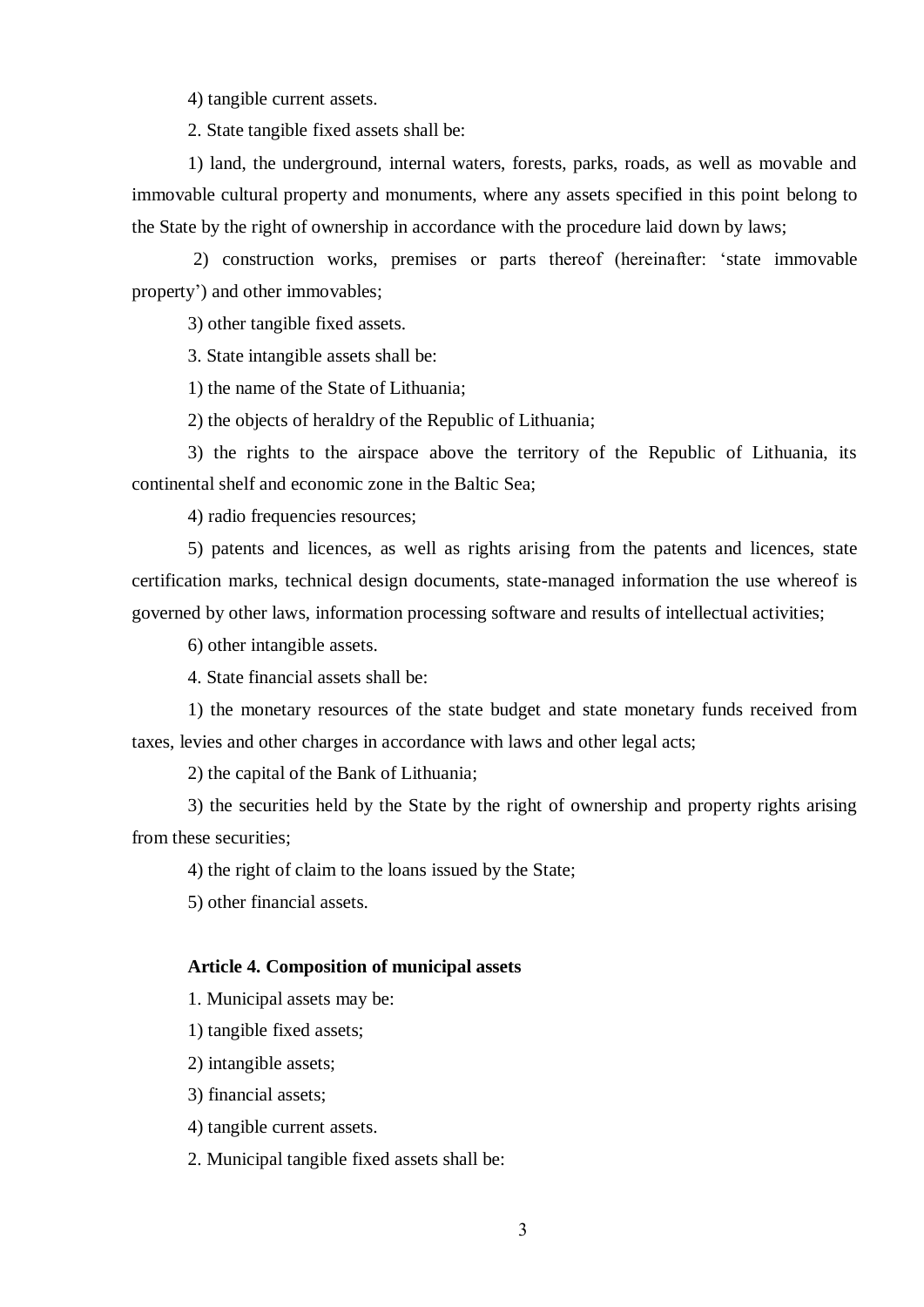4) tangible current assets.

2. State tangible fixed assets shall be:

1) land, the underground, internal waters, forests, parks, roads, as well as movable and immovable cultural property and monuments, where any assets specified in this point belong to the State by the right of ownership in accordance with the procedure laid down by laws;

2) construction works, premises or parts thereof (hereinafter: 'state immovable property') and other immovables;

3) other tangible fixed assets.

3. State intangible assets shall be:

1) the name of the State of Lithuania;

2) the objects of heraldry of the Republic of Lithuania;

3) the rights to the airspace above the territory of the Republic of Lithuania, its continental shelf and economic zone in the Baltic Sea;

4) radio frequencies resources;

5) patents and licences, as well as rights arising from the patents and licences, state certification marks, technical design documents, state-managed information the use whereof is governed by other laws, information processing software and results of intellectual activities;

6) other intangible assets.

4. State financial assets shall be:

1) the monetary resources of the state budget and state monetary funds received from taxes, levies and other charges in accordance with laws and other legal acts;

2) the capital of the Bank of Lithuania;

3) the securities held by the State by the right of ownership and property rights arising from these securities;

4) the right of claim to the loans issued by the State;

5) other financial assets.

**Article 4. Composition of municipal assets**

1. Municipal assets may be:

1) tangible fixed assets;

2) intangible assets;

3) financial assets;

4) tangible current assets.

2. Municipal tangible fixed assets shall be: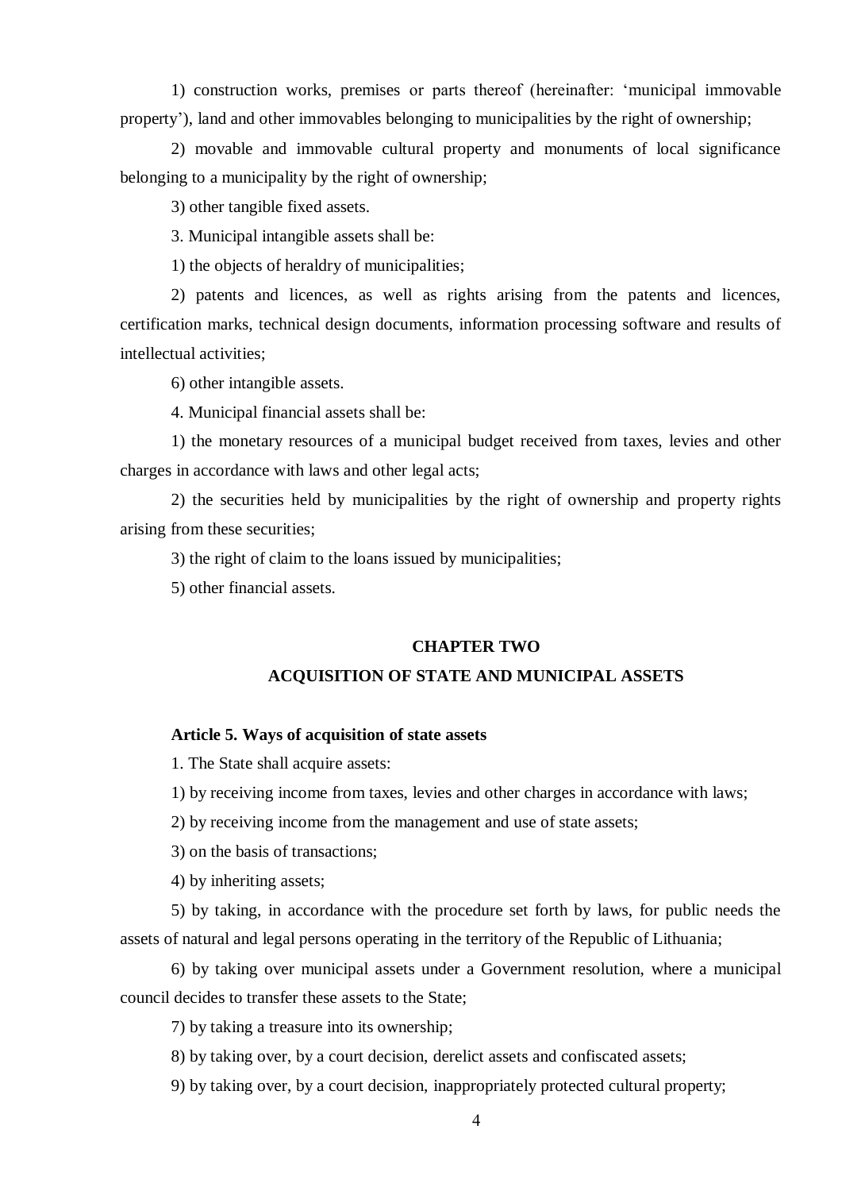1) construction works, premises or parts thereof (hereinafter: 'municipal immovable property'), land and other immovables belonging to municipalities by the right of ownership;

2) movable and immovable cultural property and monuments of local significance belonging to a municipality by the right of ownership;

3) other tangible fixed assets.

3. Municipal intangible assets shall be:

1) the objects of heraldry of municipalities;

2) patents and licences, as well as rights arising from the patents and licences, certification marks, technical design documents, information processing software and results of intellectual activities;

6) other intangible assets.

4. Municipal financial assets shall be:

1) the monetary resources of a municipal budget received from taxes, levies and other charges in accordance with laws and other legal acts;

2) the securities held by municipalities by the right of ownership and property rights arising from these securities;

3) the right of claim to the loans issued by municipalities;

5) other financial assets.

## CHAPTER TWO
## ACQUISITION OF STATE AND MUNICIPAL ASSETS

### Article 5. Ways of acquisition of state assets

1. The State shall acquire assets:

1) by receiving income from taxes, levies and other charges in accordance with laws;

2) by receiving income from the management and use of state assets;

3) on the basis of transactions;

4) by inheriting assets;

5) by taking, in accordance with the procedure set forth by laws, for public needs the assets of natural and legal persons operating in the territory of the Republic of Lithuania;

6) by taking over municipal assets under a Government resolution, where a municipal council decides to transfer these assets to the State;

7) by taking a treasure into its ownership;

8) by taking over, by a court decision, derelict assets and confiscated assets;

9) by taking over, by a court decision, inappropriately protected cultural property;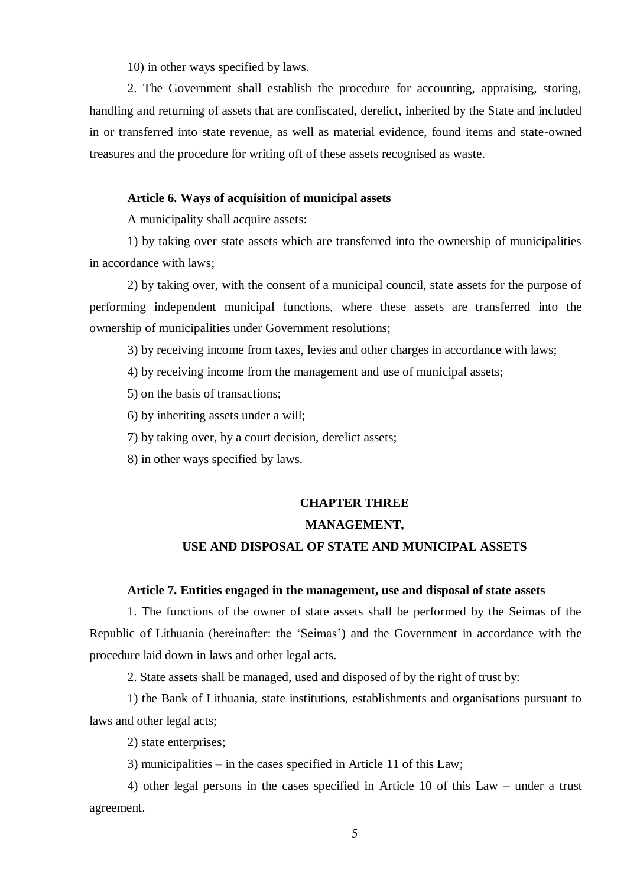10) in other ways specified by laws.

2. The Government shall establish the procedure for accounting, appraising, storing, handling and returning of assets that are confiscated, derelict, inherited by the State and included in or transferred into state revenue, as well as material evidence, found items and state-owned treasures and the procedure for writing off of these assets recognised as waste.

**Article 6. Ways of acquisition of municipal assets**

A municipality shall acquire assets:

1) by taking over state assets which are transferred into the ownership of municipalities in accordance with laws;

2) by taking over, with the consent of a municipal council, state assets for the purpose of performing independent municipal functions, where these assets are transferred into the ownership of municipalities under Government resolutions;

3) by receiving income from taxes, levies and other charges in accordance with laws;

4) by receiving income from the management and use of municipal assets;

5) on the basis of transactions;

6) by inheriting assets under a will;

7) by taking over, by a court decision, derelict assets;

8) in other ways specified by laws.

## CHAPTER THREE
## MANAGEMENT,
## USE AND DISPOSAL OF STATE AND MUNICIPAL ASSETS

**Article 7. Entities engaged in the management, use and disposal of state assets**

1. The functions of the owner of state assets shall be performed by the Seimas of the Republic of Lithuania (hereinafter: the 'Seimas') and the Government in accordance with the procedure laid down in laws and other legal acts.

2. State assets shall be managed, used and disposed of by the right of trust by:

1) the Bank of Lithuania, state institutions, establishments and organisations pursuant to laws and other legal acts;

2) state enterprises;

3) municipalities – in the cases specified in Article 11 of this Law;

4) other legal persons in the cases specified in Article 10 of this Law – under a trust agreement.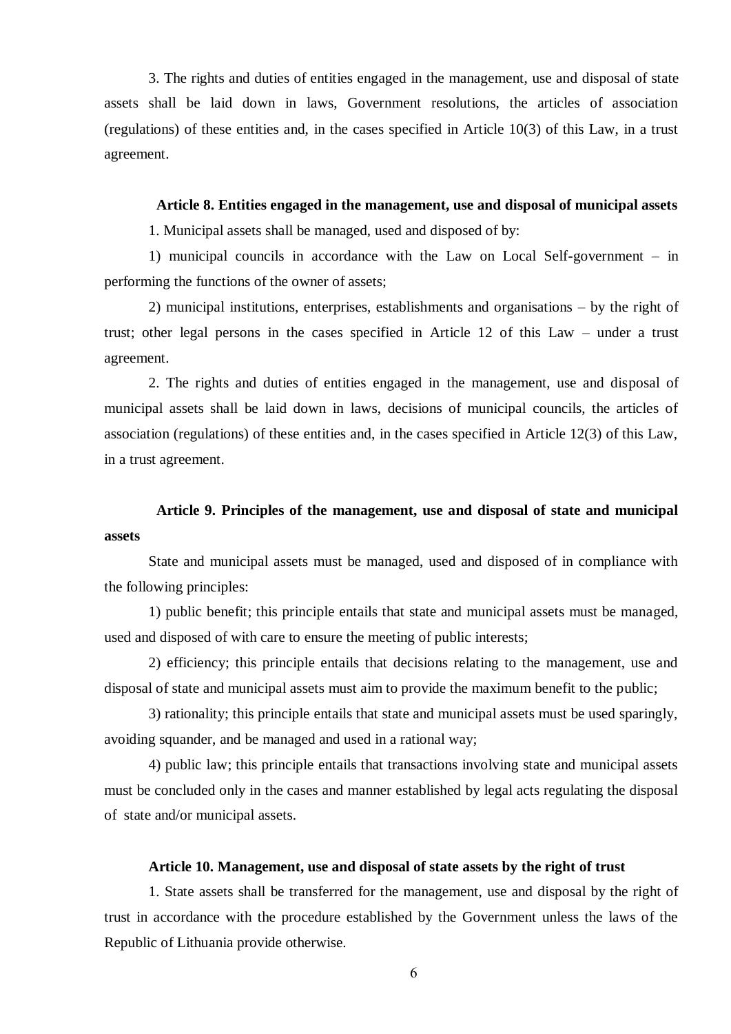3. The rights and duties of entities engaged in the management, use and disposal of state assets shall be laid down in laws, Government resolutions, the articles of association (regulations) of these entities and, in the cases specified in Article 10(3) of this Law, in a trust agreement.

**Article 8. Entities engaged in the management, use and disposal of municipal assets**

1. Municipal assets shall be managed, used and disposed of by:

1) municipal councils in accordance with the Law on Local Self-government – in performing the functions of the owner of assets;

2) municipal institutions, enterprises, establishments and organisations – by the right of trust; other legal persons in the cases specified in Article 12 of this Law – under a trust agreement.

2. The rights and duties of entities engaged in the management, use and disposal of municipal assets shall be laid down in laws, decisions of municipal councils, the articles of association (regulations) of these entities and, in the cases specified in Article 12(3) of this Law, in a trust agreement.

**Article 9. Principles of the management, use and disposal of state and municipal assets**

State and municipal assets must be managed, used and disposed of in compliance with the following principles:

1) public benefit; this principle entails that state and municipal assets must be managed, used and disposed of with care to ensure the meeting of public interests;

2) efficiency; this principle entails that decisions relating to the management, use and disposal of state and municipal assets must aim to provide the maximum benefit to the public;

3) rationality; this principle entails that state and municipal assets must be used sparingly, avoiding squander, and be managed and used in a rational way;

4) public law; this principle entails that transactions involving state and municipal assets must be concluded only in the cases and manner established by legal acts regulating the disposal of state and/or municipal assets.

**Article 10. Management, use and disposal of state assets by the right of trust**

1. State assets shall be transferred for the management, use and disposal by the right of trust in accordance with the procedure established by the Government unless the laws of the Republic of Lithuania provide otherwise.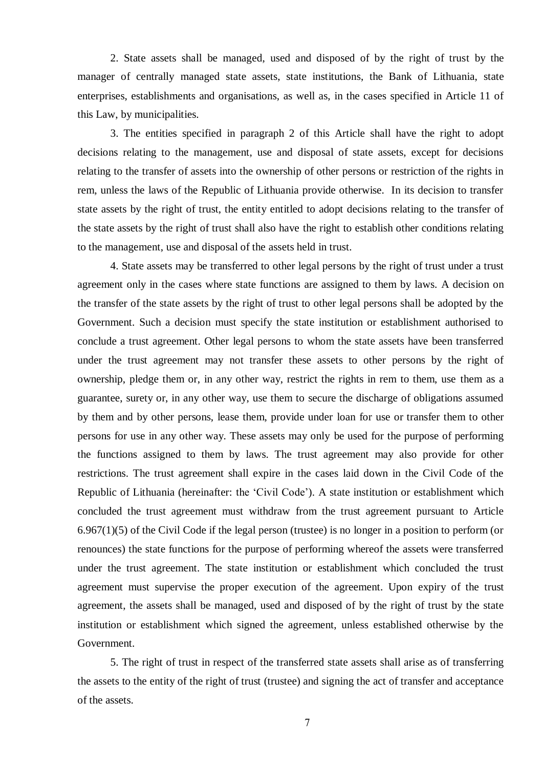2. State assets shall be managed, used and disposed of by the right of trust by the manager of centrally managed state assets, state institutions, the Bank of Lithuania, state enterprises, establishments and organisations, as well as, in the cases specified in Article 11 of this Law, by municipalities.

3. The entities specified in paragraph 2 of this Article shall have the right to adopt decisions relating to the management, use and disposal of state assets, except for decisions relating to the transfer of assets into the ownership of other persons or restriction of the rights in rem, unless the laws of the Republic of Lithuania provide otherwise. In its decision to transfer state assets by the right of trust, the entity entitled to adopt decisions relating to the transfer of the state assets by the right of trust shall also have the right to establish other conditions relating to the management, use and disposal of the assets held in trust.

4. State assets may be transferred to other legal persons by the right of trust under a trust agreement only in the cases where state functions are assigned to them by laws. A decision on the transfer of the state assets by the right of trust to other legal persons shall be adopted by the Government. Such a decision must specify the state institution or establishment authorised to conclude a trust agreement. Other legal persons to whom the state assets have been transferred under the trust agreement may not transfer these assets to other persons by the right of ownership, pledge them or, in any other way, restrict the rights in rem to them, use them as a guarantee, surety or, in any other way, use them to secure the discharge of obligations assumed by them and by other persons, lease them, provide under loan for use or transfer them to other persons for use in any other way. These assets may only be used for the purpose of performing the functions assigned to them by laws. The trust agreement may also provide for other restrictions. The trust agreement shall expire in the cases laid down in the Civil Code of the Republic of Lithuania (hereinafter: the 'Civil Code'). A state institution or establishment which concluded the trust agreement must withdraw from the trust agreement pursuant to Article 6.967(1)(5) of the Civil Code if the legal person (trustee) is no longer in a position to perform (or renounces) the state functions for the purpose of performing whereof the assets were transferred under the trust agreement. The state institution or establishment which concluded the trust agreement must supervise the proper execution of the agreement. Upon expiry of the trust agreement, the assets shall be managed, used and disposed of by the right of trust by the state institution or establishment which signed the agreement, unless established otherwise by the Government.

5. The right of trust in respect of the transferred state assets shall arise as of transferring the assets to the entity of the right of trust (trustee) and signing the act of transfer and acceptance of the assets.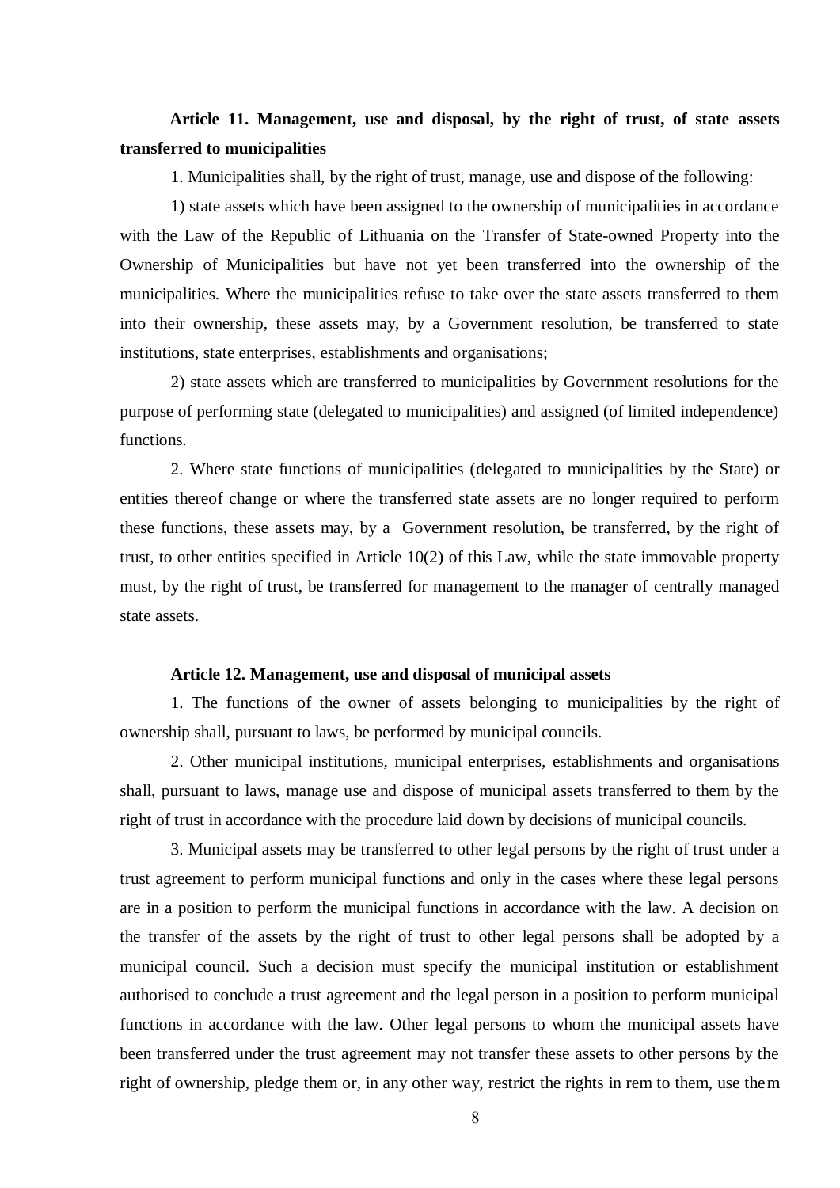**Article 11. Management, use and disposal, by the right of trust, of state assets transferred to municipalities**

1. Municipalities shall, by the right of trust, manage, use and dispose of the following:

1) state assets which have been assigned to the ownership of municipalities in accordance with the Law of the Republic of Lithuania on the Transfer of State-owned Property into the Ownership of Municipalities but have not yet been transferred into the ownership of the municipalities. Where the municipalities refuse to take over the state assets transferred to them into their ownership, these assets may, by a Government resolution, be transferred to state institutions, state enterprises, establishments and organisations;

2) state assets which are transferred to municipalities by Government resolutions for the purpose of performing state (delegated to municipalities) and assigned (of limited independence) functions.

2. Where state functions of municipalities (delegated to municipalities by the State) or entities thereof change or where the transferred state assets are no longer required to perform these functions, these assets may, by a Government resolution, be transferred, by the right of trust, to other entities specified in Article 10(2) of this Law, while the state immovable property must, by the right of trust, be transferred for management to the manager of centrally managed state assets.

**Article 12. Management, use and disposal of municipal assets**

1. The functions of the owner of assets belonging to municipalities by the right of ownership shall, pursuant to laws, be performed by municipal councils.

2. Other municipal institutions, municipal enterprises, establishments and organisations shall, pursuant to laws, manage use and dispose of municipal assets transferred to them by the right of trust in accordance with the procedure laid down by decisions of municipal councils.

3. Municipal assets may be transferred to other legal persons by the right of trust under a trust agreement to perform municipal functions and only in the cases where these legal persons are in a position to perform the municipal functions in accordance with the law. A decision on the transfer of the assets by the right of trust to other legal persons shall be adopted by a municipal council. Such a decision must specify the municipal institution or establishment authorised to conclude a trust agreement and the legal person in a position to perform municipal functions in accordance with the law. Other legal persons to whom the municipal assets have been transferred under the trust agreement may not transfer these assets to other persons by the right of ownership, pledge them or, in any other way, restrict the rights in rem to them, use them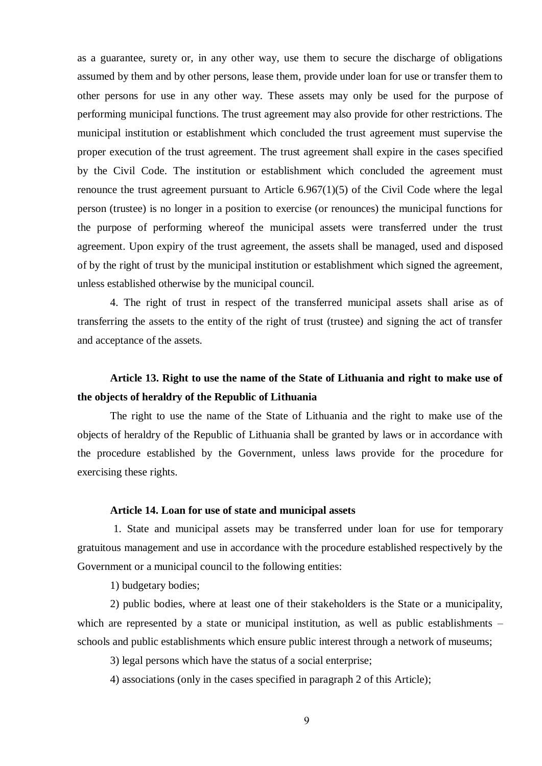as a guarantee, surety or, in any other way, use them to secure the discharge of obligations assumed by them and by other persons, lease them, provide under loan for use or transfer them to other persons for use in any other way. These assets may only be used for the purpose of performing municipal functions. The trust agreement may also provide for other restrictions. The municipal institution or establishment which concluded the trust agreement must supervise the proper execution of the trust agreement. The trust agreement shall expire in the cases specified by the Civil Code. The institution or establishment which concluded the agreement must renounce the trust agreement pursuant to Article 6.967(1)(5) of the Civil Code where the legal person (trustee) is no longer in a position to exercise (or renounces) the municipal functions for the purpose of performing whereof the municipal assets were transferred under the trust agreement. Upon expiry of the trust agreement, the assets shall be managed, used and disposed of by the right of trust by the municipal institution or establishment which signed the agreement, unless established otherwise by the municipal council.

4. The right of trust in respect of the transferred municipal assets shall arise as of transferring the assets to the entity of the right of trust (trustee) and signing the act of transfer and acceptance of the assets.

**Article 13. Right to use the name of the State of Lithuania and right to make use of the objects of heraldry of the Republic of Lithuania**

The right to use the name of the State of Lithuania and the right to make use of the objects of heraldry of the Republic of Lithuania shall be granted by laws or in accordance with the procedure established by the Government, unless laws provide for the procedure for exercising these rights.

**Article 14. Loan for use of state and municipal assets**

1. State and municipal assets may be transferred under loan for use for temporary gratuitous management and use in accordance with the procedure established respectively by the Government or a municipal council to the following entities:

1) budgetary bodies;

2) public bodies, where at least one of their stakeholders is the State or a municipality, which are represented by a state or municipal institution, as well as public establishments – schools and public establishments which ensure public interest through a network of museums;

3) legal persons which have the status of a social enterprise;

4) associations (only in the cases specified in paragraph 2 of this Article);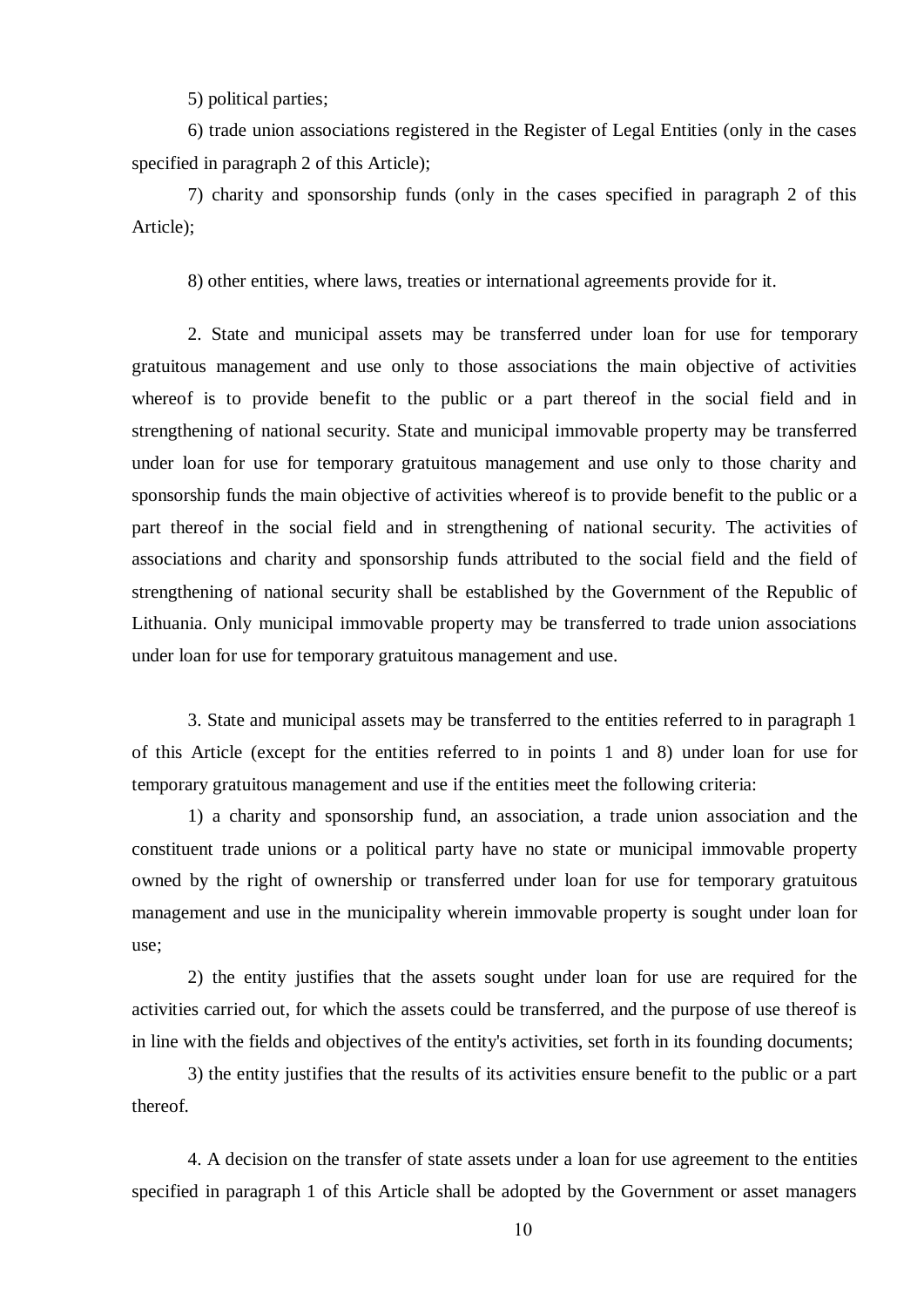5) political parties;

6) trade union associations registered in the Register of Legal Entities (only in the cases specified in paragraph 2 of this Article);

7) charity and sponsorship funds (only in the cases specified in paragraph 2 of this Article);

8) other entities, where laws, treaties or international agreements provide for it.

2. State and municipal assets may be transferred under loan for use for temporary gratuitous management and use only to those associations the main objective of activities whereof is to provide benefit to the public or a part thereof in the social field and in strengthening of national security. State and municipal immovable property may be transferred under loan for use for temporary gratuitous management and use only to those charity and sponsorship funds the main objective of activities whereof is to provide benefit to the public or a part thereof in the social field and in strengthening of national security. The activities of associations and charity and sponsorship funds attributed to the social field and the field of strengthening of national security shall be established by the Government of the Republic of Lithuania. Only municipal immovable property may be transferred to trade union associations under loan for use for temporary gratuitous management and use.

3. State and municipal assets may be transferred to the entities referred to in paragraph 1 of this Article (except for the entities referred to in points 1 and 8) under loan for use for temporary gratuitous management and use if the entities meet the following criteria:

1) a charity and sponsorship fund, an association, a trade union association and the constituent trade unions or a political party have no state or municipal immovable property owned by the right of ownership or transferred under loan for use for temporary gratuitous management and use in the municipality wherein immovable property is sought under loan for use;

2) the entity justifies that the assets sought under loan for use are required for the activities carried out, for which the assets could be transferred, and the purpose of use thereof is in line with the fields and objectives of the entity's activities, set forth in its founding documents;

3) the entity justifies that the results of its activities ensure benefit to the public or a part thereof.

4. A decision on the transfer of state assets under a loan for use agreement to the entities specified in paragraph 1 of this Article shall be adopted by the Government or asset managers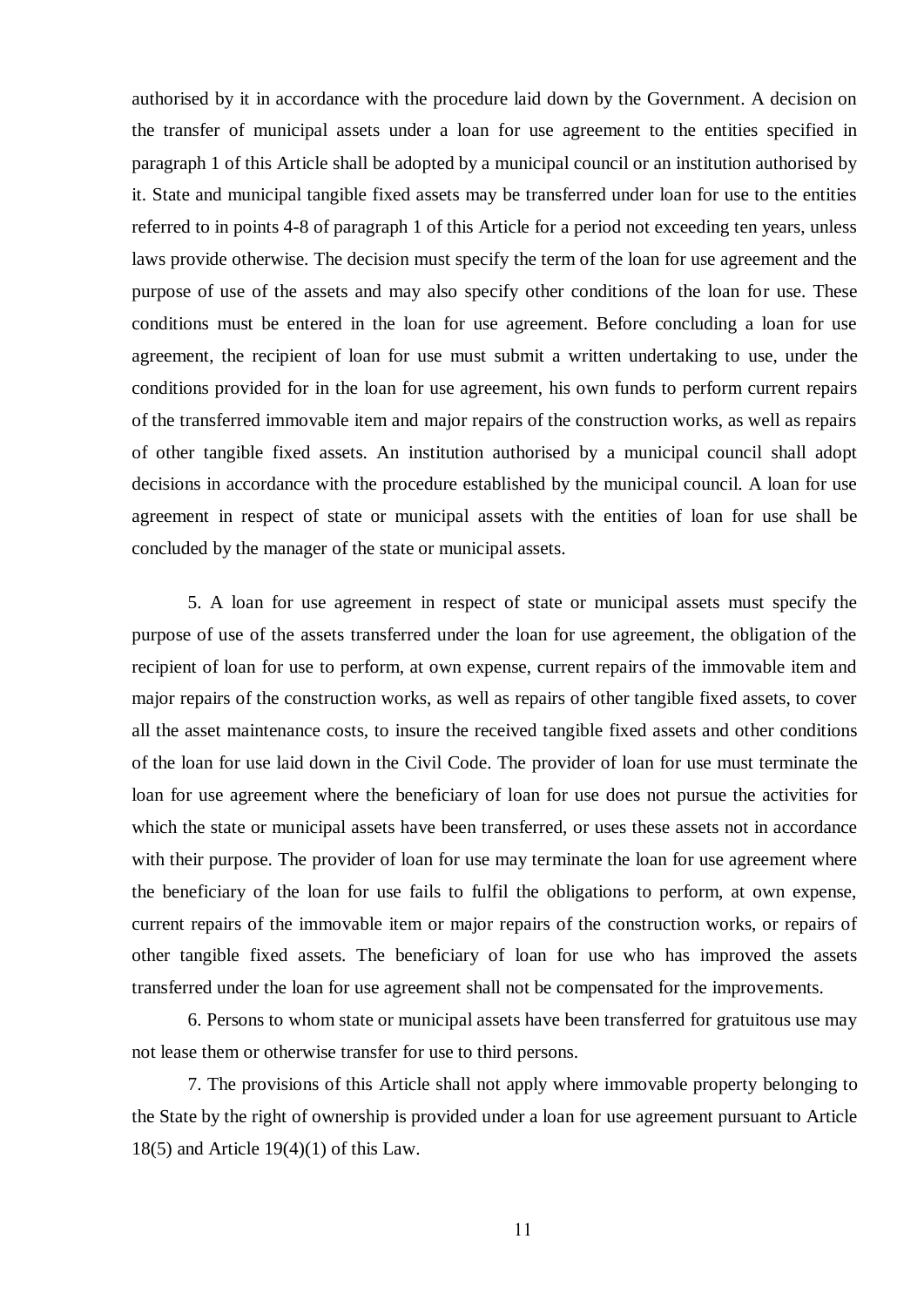authorised by it in accordance with the procedure laid down by the Government. A decision on the transfer of municipal assets under a loan for use agreement to the entities specified in paragraph 1 of this Article shall be adopted by a municipal council or an institution authorised by it. State and municipal tangible fixed assets may be transferred under loan for use to the entities referred to in points 4-8 of paragraph 1 of this Article for a period not exceeding ten years, unless laws provide otherwise. The decision must specify the term of the loan for use agreement and the purpose of use of the assets and may also specify other conditions of the loan for use. These conditions must be entered in the loan for use agreement. Before concluding a loan for use agreement, the recipient of loan for use must submit a written undertaking to use, under the conditions provided for in the loan for use agreement, his own funds to perform current repairs of the transferred immovable item and major repairs of the construction works, as well as repairs of other tangible fixed assets. An institution authorised by a municipal council shall adopt decisions in accordance with the procedure established by the municipal council. A loan for use agreement in respect of state or municipal assets with the entities of loan for use shall be concluded by the manager of the state or municipal assets.

5. A loan for use agreement in respect of state or municipal assets must specify the purpose of use of the assets transferred under the loan for use agreement, the obligation of the recipient of loan for use to perform, at own expense, current repairs of the immovable item and major repairs of the construction works, as well as repairs of other tangible fixed assets, to cover all the asset maintenance costs, to insure the received tangible fixed assets and other conditions of the loan for use laid down in the Civil Code. The provider of loan for use must terminate the loan for use agreement where the beneficiary of loan for use does not pursue the activities for which the state or municipal assets have been transferred, or uses these assets not in accordance with their purpose. The provider of loan for use may terminate the loan for use agreement where the beneficiary of the loan for use fails to fulfil the obligations to perform, at own expense, current repairs of the immovable item or major repairs of the construction works, or repairs of other tangible fixed assets. The beneficiary of loan for use who has improved the assets transferred under the loan for use agreement shall not be compensated for the improvements.

6. Persons to whom state or municipal assets have been transferred for gratuitous use may not lease them or otherwise transfer for use to third persons.

7. The provisions of this Article shall not apply where immovable property belonging to the State by the right of ownership is provided under a loan for use agreement pursuant to Article 18(5) and Article 19(4)(1) of this Law.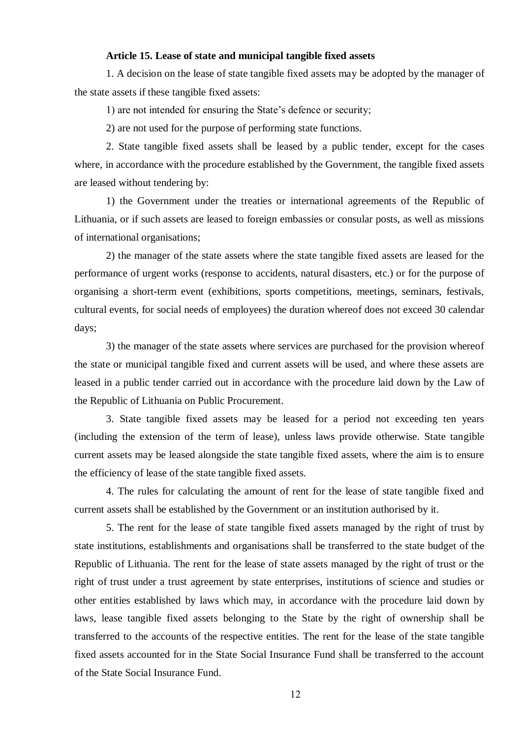**Article 15. Lease of state and municipal tangible fixed assets**

1. A decision on the lease of state tangible fixed assets may be adopted by the manager of the state assets if these tangible fixed assets:

1) are not intended for ensuring the State's defence or security;

2) are not used for the purpose of performing state functions.

2. State tangible fixed assets shall be leased by a public tender, except for the cases where, in accordance with the procedure established by the Government, the tangible fixed assets are leased without tendering by:

1) the Government under the treaties or international agreements of the Republic of Lithuania, or if such assets are leased to foreign embassies or consular posts, as well as missions of international organisations;

2) the manager of the state assets where the state tangible fixed assets are leased for the performance of urgent works (response to accidents, natural disasters, etc.) or for the purpose of organising a short-term event (exhibitions, sports competitions, meetings, seminars, festivals, cultural events, for social needs of employees) the duration whereof does not exceed 30 calendar days;

3) the manager of the state assets where services are purchased for the provision whereof the state or municipal tangible fixed and current assets will be used, and where these assets are leased in a public tender carried out in accordance with the procedure laid down by the Law of the Republic of Lithuania on Public Procurement.

3. State tangible fixed assets may be leased for a period not exceeding ten years (including the extension of the term of lease), unless laws provide otherwise. State tangible current assets may be leased alongside the state tangible fixed assets, where the aim is to ensure the efficiency of lease of the state tangible fixed assets.

4. The rules for calculating the amount of rent for the lease of state tangible fixed and current assets shall be established by the Government or an institution authorised by it.

5. The rent for the lease of state tangible fixed assets managed by the right of trust by state institutions, establishments and organisations shall be transferred to the state budget of the Republic of Lithuania. The rent for the lease of state assets managed by the right of trust or the right of trust under a trust agreement by state enterprises, institutions of science and studies or other entities established by laws which may, in accordance with the procedure laid down by laws, lease tangible fixed assets belonging to the State by the right of ownership shall be transferred to the accounts of the respective entities. The rent for the lease of the state tangible fixed assets accounted for in the State Social Insurance Fund shall be transferred to the account of the State Social Insurance Fund.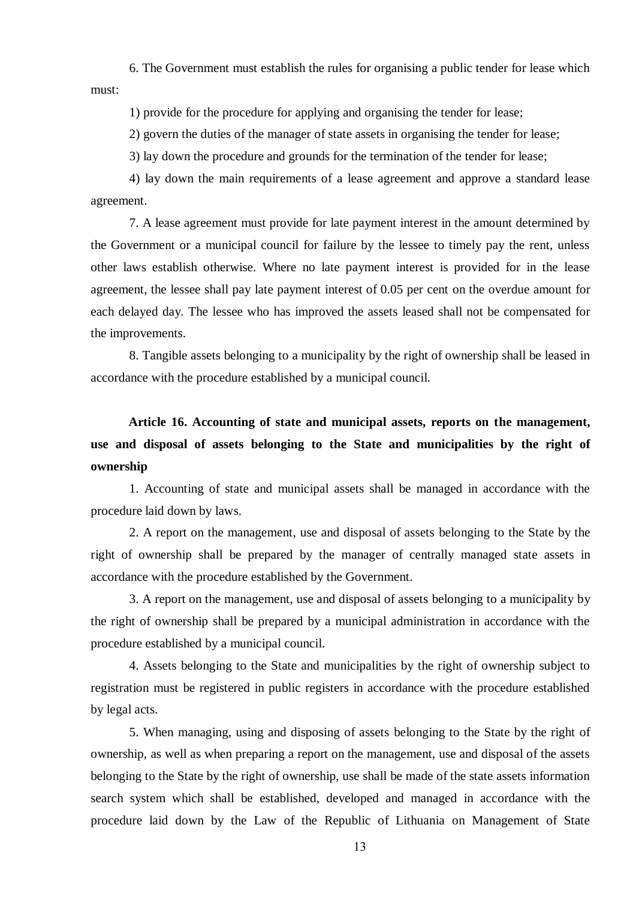6. The Government must establish the rules for organising a public tender for lease which must:

1) provide for the procedure for applying and organising the tender for lease;

2) govern the duties of the manager of state assets in organising the tender for lease;

3) lay down the procedure and grounds for the termination of the tender for lease;

4) lay down the main requirements of a lease agreement and approve a standard lease agreement.

7. A lease agreement must provide for late payment interest in the amount determined by the Government or a municipal council for failure by the lessee to timely pay the rent, unless other laws establish otherwise. Where no late payment interest is provided for in the lease agreement, the lessee shall pay late payment interest of 0.05 per cent on the overdue amount for each delayed day. The lessee who has improved the assets leased shall not be compensated for the improvements.

8. Tangible assets belonging to a municipality by the right of ownership shall be leased in accordance with the procedure established by a municipal council.

### Article 16. Accounting of state and municipal assets, reports on the management, use and disposal of assets belonging to the State and municipalities by the right of ownership

1. Accounting of state and municipal assets shall be managed in accordance with the procedure laid down by laws.

2. A report on the management, use and disposal of assets belonging to the State by the right of ownership shall be prepared by the manager of centrally managed state assets in accordance with the procedure established by the Government.

3. A report on the management, use and disposal of assets belonging to a municipality by the right of ownership shall be prepared by a municipal administration in accordance with the procedure established by a municipal council.

4. Assets belonging to the State and municipalities by the right of ownership subject to registration must be registered in public registers in accordance with the procedure established by legal acts.

5. When managing, using and disposing of assets belonging to the State by the right of ownership, as well as when preparing a report on the management, use and disposal of the assets belonging to the State by the right of ownership, use shall be made of the state assets information search system which shall be established, developed and managed in accordance with the procedure laid down by the Law of the Republic of Lithuania on Management of State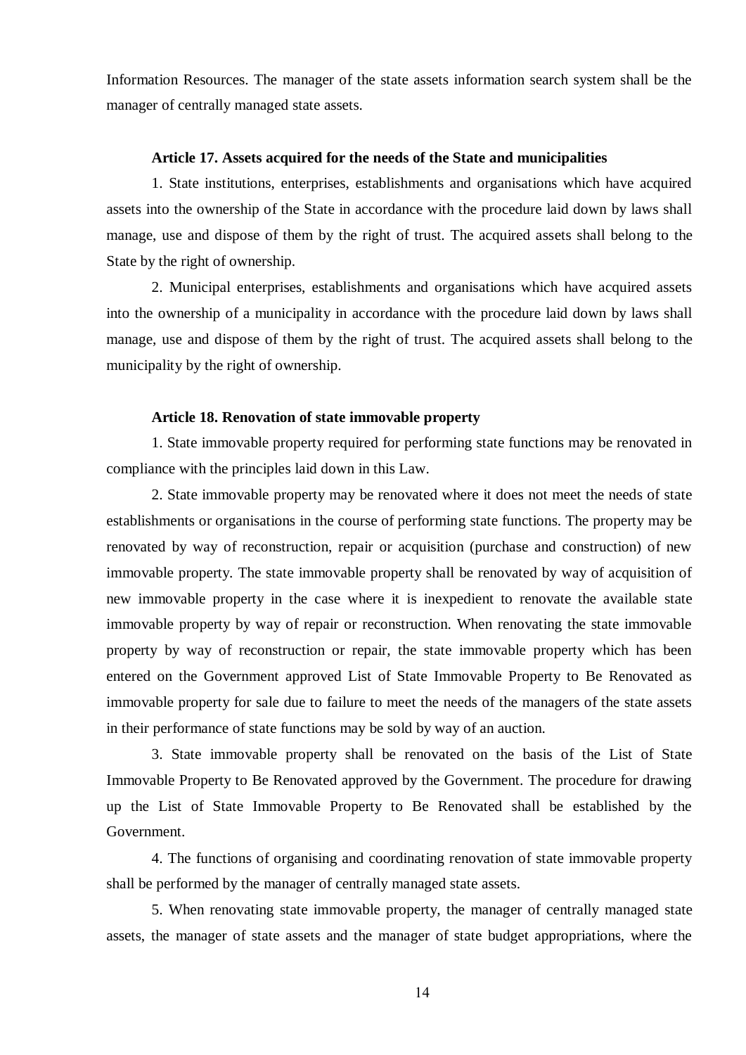Information Resources. The manager of the state assets information search system shall be the manager of centrally managed state assets.

**Article 17. Assets acquired for the needs of the State and municipalities**

1. State institutions, enterprises, establishments and organisations which have acquired assets into the ownership of the State in accordance with the procedure laid down by laws shall manage, use and dispose of them by the right of trust. The acquired assets shall belong to the State by the right of ownership.

2. Municipal enterprises, establishments and organisations which have acquired assets into the ownership of a municipality in accordance with the procedure laid down by laws shall manage, use and dispose of them by the right of trust. The acquired assets shall belong to the municipality by the right of ownership.

**Article 18. Renovation of state immovable property**

1. State immovable property required for performing state functions may be renovated in compliance with the principles laid down in this Law.

2. State immovable property may be renovated where it does not meet the needs of state establishments or organisations in the course of performing state functions. The property may be renovated by way of reconstruction, repair or acquisition (purchase and construction) of new immovable property. The state immovable property shall be renovated by way of acquisition of new immovable property in the case where it is inexpedient to renovate the available state immovable property by way of repair or reconstruction. When renovating the state immovable property by way of reconstruction or repair, the state immovable property which has been entered on the Government approved List of State Immovable Property to Be Renovated as immovable property for sale due to failure to meet the needs of the managers of the state assets in their performance of state functions may be sold by way of an auction.

3. State immovable property shall be renovated on the basis of the List of State Immovable Property to Be Renovated approved by the Government. The procedure for drawing up the List of State Immovable Property to Be Renovated shall be established by the Government.

4. The functions of organising and coordinating renovation of state immovable property shall be performed by the manager of centrally managed state assets.

5. When renovating state immovable property, the manager of centrally managed state assets, the manager of state assets and the manager of state budget appropriations, where the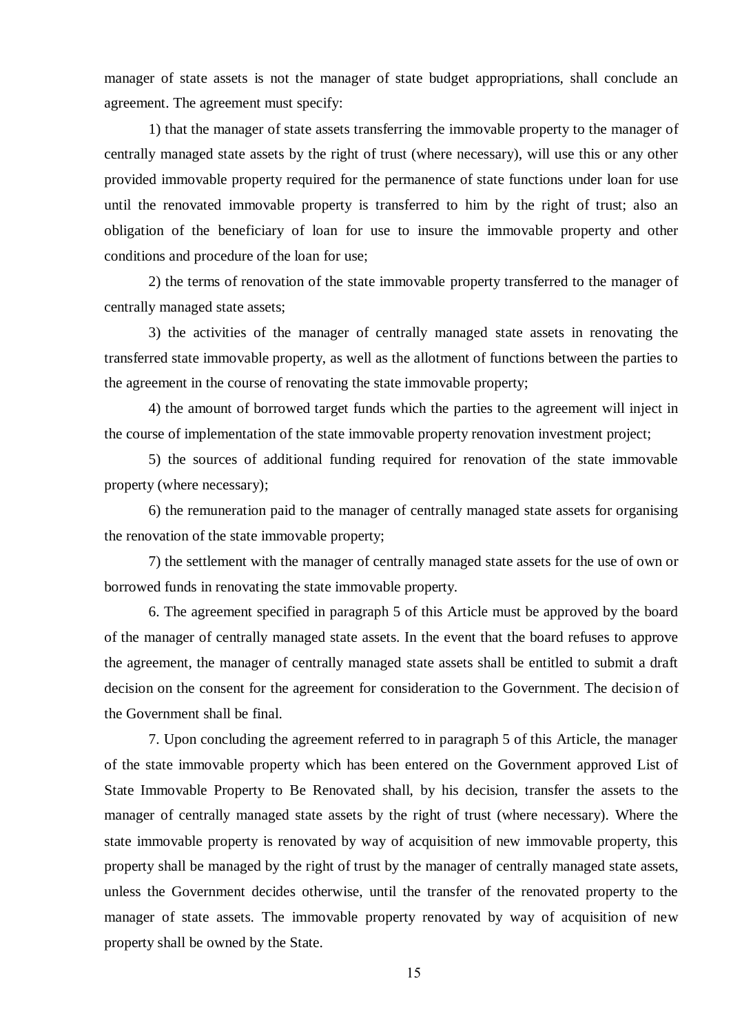manager of state assets is not the manager of state budget appropriations, shall conclude an agreement. The agreement must specify:

1) that the manager of state assets transferring the immovable property to the manager of centrally managed state assets by the right of trust (where necessary), will use this or any other provided immovable property required for the permanence of state functions under loan for use until the renovated immovable property is transferred to him by the right of trust; also an obligation of the beneficiary of loan for use to insure the immovable property and other conditions and procedure of the loan for use;

2) the terms of renovation of the state immovable property transferred to the manager of centrally managed state assets;

3) the activities of the manager of centrally managed state assets in renovating the transferred state immovable property, as well as the allotment of functions between the parties to the agreement in the course of renovating the state immovable property;

4) the amount of borrowed target funds which the parties to the agreement will inject in the course of implementation of the state immovable property renovation investment project;

5) the sources of additional funding required for renovation of the state immovable property (where necessary);

6) the remuneration paid to the manager of centrally managed state assets for organising the renovation of the state immovable property;

7) the settlement with the manager of centrally managed state assets for the use of own or borrowed funds in renovating the state immovable property.

6. The agreement specified in paragraph 5 of this Article must be approved by the board of the manager of centrally managed state assets. In the event that the board refuses to approve the agreement, the manager of centrally managed state assets shall be entitled to submit a draft decision on the consent for the agreement for consideration to the Government. The decision of the Government shall be final.

7. Upon concluding the agreement referred to in paragraph 5 of this Article, the manager of the state immovable property which has been entered on the Government approved List of State Immovable Property to Be Renovated shall, by his decision, transfer the assets to the manager of centrally managed state assets by the right of trust (where necessary). Where the state immovable property is renovated by way of acquisition of new immovable property, this property shall be managed by the right of trust by the manager of centrally managed state assets, unless the Government decides otherwise, until the transfer of the renovated property to the manager of state assets. The immovable property renovated by way of acquisition of new property shall be owned by the State.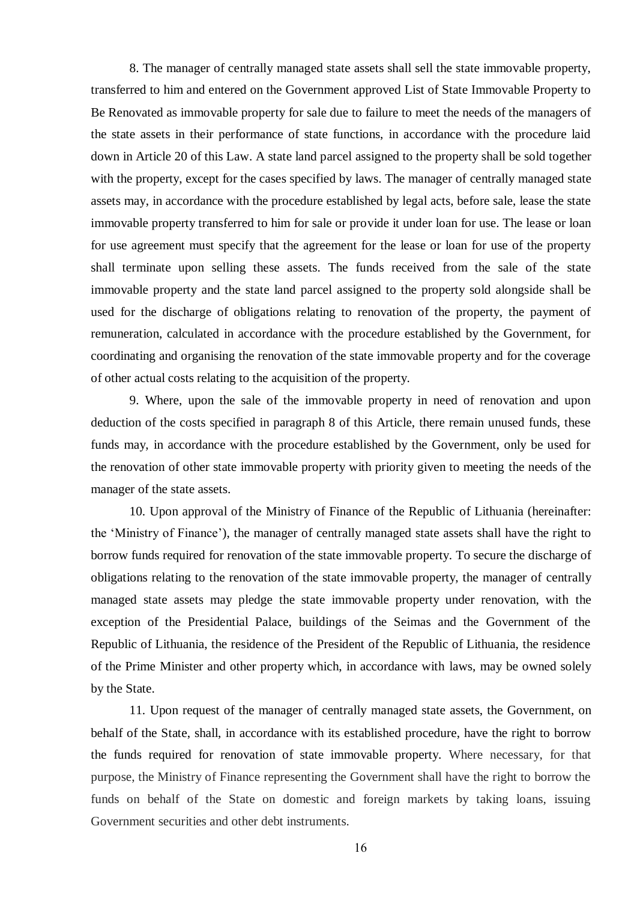8. The manager of centrally managed state assets shall sell the state immovable property, transferred to him and entered on the Government approved List of State Immovable Property to Be Renovated as immovable property for sale due to failure to meet the needs of the managers of the state assets in their performance of state functions, in accordance with the procedure laid down in Article 20 of this Law. A state land parcel assigned to the property shall be sold together with the property, except for the cases specified by laws. The manager of centrally managed state assets may, in accordance with the procedure established by legal acts, before sale, lease the state immovable property transferred to him for sale or provide it under loan for use. The lease or loan for use agreement must specify that the agreement for the lease or loan for use of the property shall terminate upon selling these assets. The funds received from the sale of the state immovable property and the state land parcel assigned to the property sold alongside shall be used for the discharge of obligations relating to renovation of the property, the payment of remuneration, calculated in accordance with the procedure established by the Government, for coordinating and organising the renovation of the state immovable property and for the coverage of other actual costs relating to the acquisition of the property.

9. Where, upon the sale of the immovable property in need of renovation and upon deduction of the costs specified in paragraph 8 of this Article, there remain unused funds, these funds may, in accordance with the procedure established by the Government, only be used for the renovation of other state immovable property with priority given to meeting the needs of the manager of the state assets.

10. Upon approval of the Ministry of Finance of the Republic of Lithuania (hereinafter: the 'Ministry of Finance'), the manager of centrally managed state assets shall have the right to borrow funds required for renovation of the state immovable property. To secure the discharge of obligations relating to the renovation of the state immovable property, the manager of centrally managed state assets may pledge the state immovable property under renovation, with the exception of the Presidential Palace, buildings of the Seimas and the Government of the Republic of Lithuania, the residence of the President of the Republic of Lithuania, the residence of the Prime Minister and other property which, in accordance with laws, may be owned solely by the State.

11. Upon request of the manager of centrally managed state assets, the Government, on behalf of the State, shall, in accordance with its established procedure, have the right to borrow the funds required for renovation of state immovable property. Where necessary, for that purpose, the Ministry of Finance representing the Government shall have the right to borrow the funds on behalf of the State on domestic and foreign markets by taking loans, issuing Government securities and other debt instruments.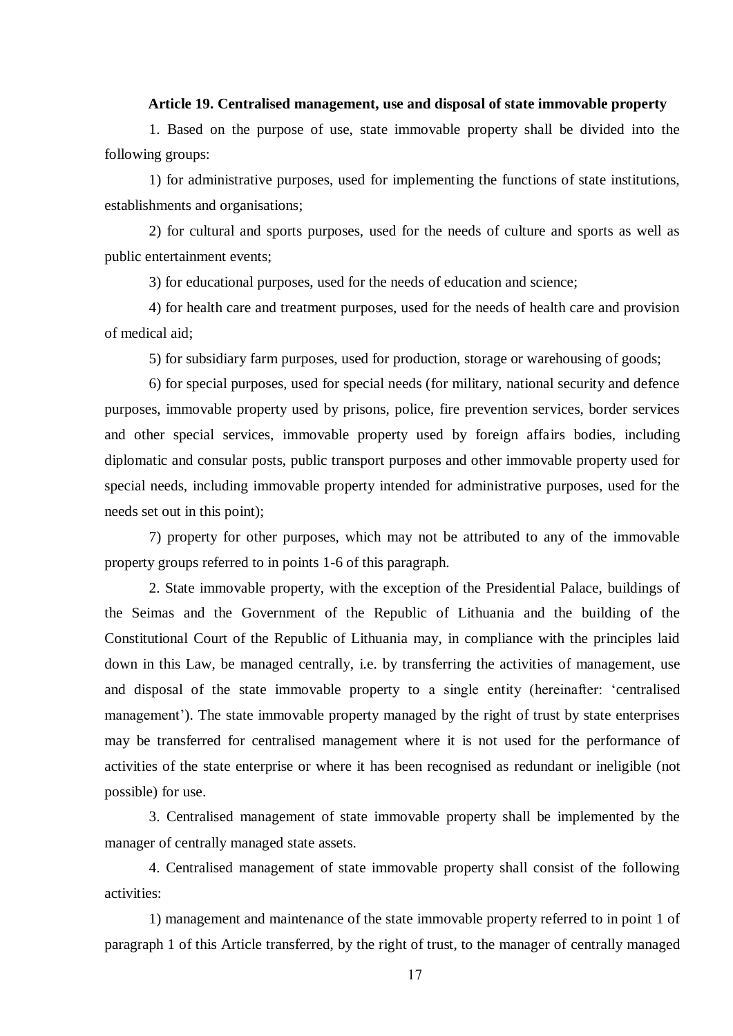### Article 19. Centralised management, use and disposal of state immovable property

1. Based on the purpose of use, state immovable property shall be divided into the following groups:

1) for administrative purposes, used for implementing the functions of state institutions, establishments and organisations;

2) for cultural and sports purposes, used for the needs of culture and sports as well as public entertainment events;

3) for educational purposes, used for the needs of education and science;

4) for health care and treatment purposes, used for the needs of health care and provision of medical aid;

5) for subsidiary farm purposes, used for production, storage or warehousing of goods;

6) for special purposes, used for special needs (for military, national security and defence purposes, immovable property used by prisons, police, fire prevention services, border services and other special services, immovable property used by foreign affairs bodies, including diplomatic and consular posts, public transport purposes and other immovable property used for special needs, including immovable property intended for administrative purposes, used for the needs set out in this point);

7) property for other purposes, which may not be attributed to any of the immovable property groups referred to in points 1-6 of this paragraph.

2. State immovable property, with the exception of the Presidential Palace, buildings of the Seimas and the Government of the Republic of Lithuania and the building of the Constitutional Court of the Republic of Lithuania may, in compliance with the principles laid down in this Law, be managed centrally, i.e. by transferring the activities of management, use and disposal of the state immovable property to a single entity (hereinafter: 'centralised management'). The state immovable property managed by the right of trust by state enterprises may be transferred for centralised management where it is not used for the performance of activities of the state enterprise or where it has been recognised as redundant or ineligible (not possible) for use.

3. Centralised management of state immovable property shall be implemented by the manager of centrally managed state assets.

4. Centralised management of state immovable property shall consist of the following activities:

1) management and maintenance of the state immovable property referred to in point 1 of paragraph 1 of this Article transferred, by the right of trust, to the manager of centrally managed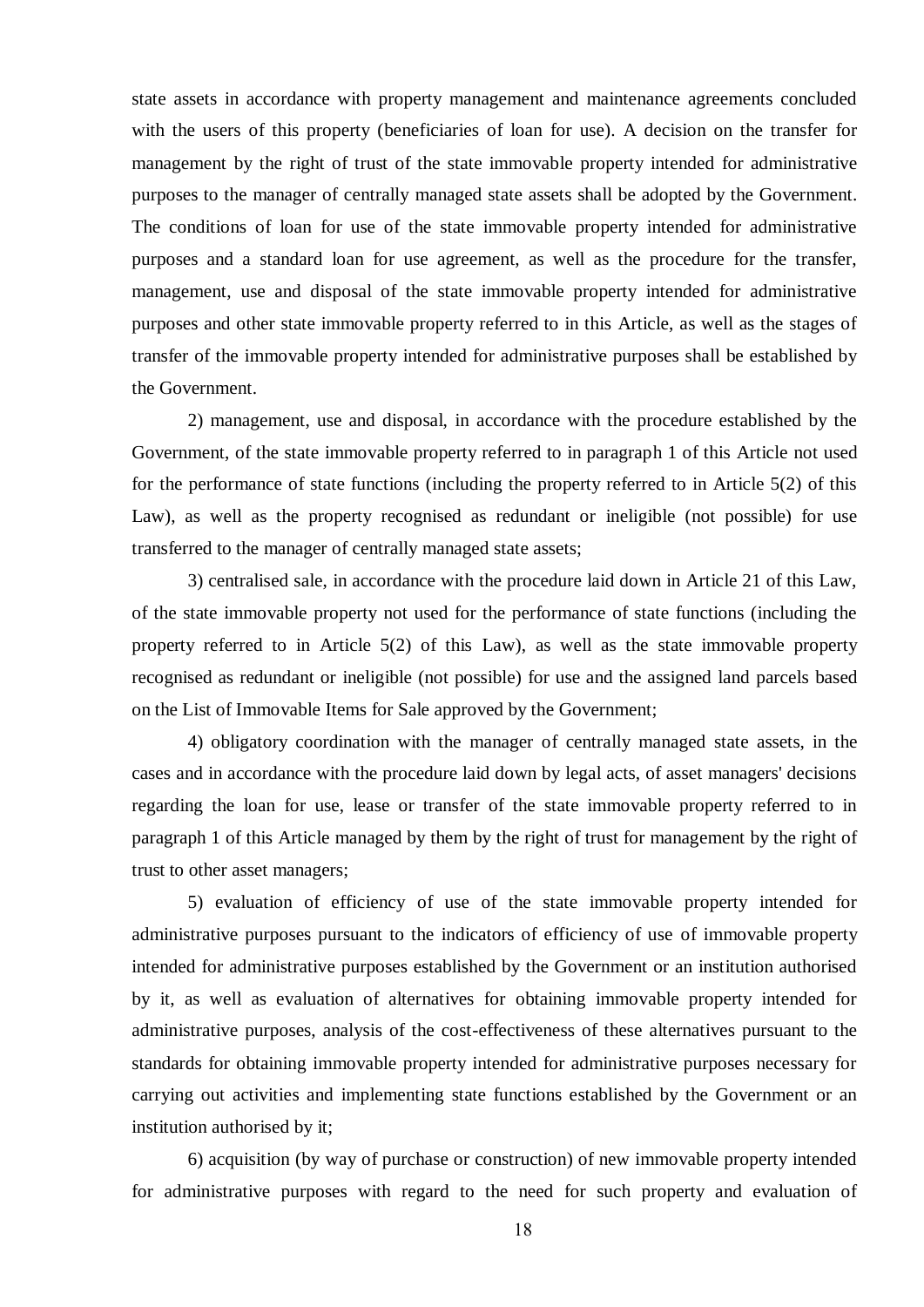state assets in accordance with property management and maintenance agreements concluded with the users of this property (beneficiaries of loan for use). A decision on the transfer for management by the right of trust of the state immovable property intended for administrative purposes to the manager of centrally managed state assets shall be adopted by the Government. The conditions of loan for use of the state immovable property intended for administrative purposes and a standard loan for use agreement, as well as the procedure for the transfer, management, use and disposal of the state immovable property intended for administrative purposes and other state immovable property referred to in this Article, as well as the stages of transfer of the immovable property intended for administrative purposes shall be established by the Government.

2) management, use and disposal, in accordance with the procedure established by the Government, of the state immovable property referred to in paragraph 1 of this Article not used for the performance of state functions (including the property referred to in Article 5(2) of this Law), as well as the property recognised as redundant or ineligible (not possible) for use transferred to the manager of centrally managed state assets;

3) centralised sale, in accordance with the procedure laid down in Article 21 of this Law, of the state immovable property not used for the performance of state functions (including the property referred to in Article 5(2) of this Law), as well as the state immovable property recognised as redundant or ineligible (not possible) for use and the assigned land parcels based on the List of Immovable Items for Sale approved by the Government;

4) obligatory coordination with the manager of centrally managed state assets, in the cases and in accordance with the procedure laid down by legal acts, of asset managers' decisions regarding the loan for use, lease or transfer of the state immovable property referred to in paragraph 1 of this Article managed by them by the right of trust for management by the right of trust to other asset managers;

5) evaluation of efficiency of use of the state immovable property intended for administrative purposes pursuant to the indicators of efficiency of use of immovable property intended for administrative purposes established by the Government or an institution authorised by it, as well as evaluation of alternatives for obtaining immovable property intended for administrative purposes, analysis of the cost-effectiveness of these alternatives pursuant to the standards for obtaining immovable property intended for administrative purposes necessary for carrying out activities and implementing state functions established by the Government or an institution authorised by it;

6) acquisition (by way of purchase or construction) of new immovable property intended for administrative purposes with regard to the need for such property and evaluation of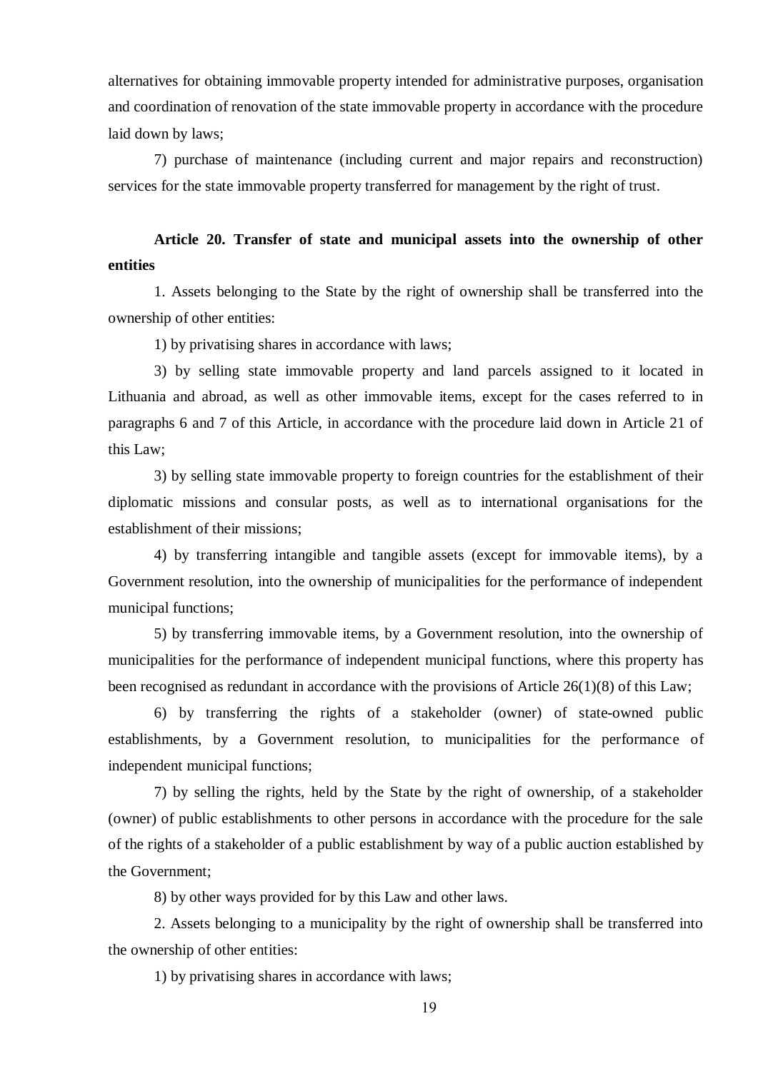alternatives for obtaining immovable property intended for administrative purposes, organisation and coordination of renovation of the state immovable property in accordance with the procedure laid down by laws;

7) purchase of maintenance (including current and major repairs and reconstruction) services for the state immovable property transferred for management by the right of trust.

**Article 20. Transfer of state and municipal assets into the ownership of other entities**

1. Assets belonging to the State by the right of ownership shall be transferred into the ownership of other entities:

1) by privatising shares in accordance with laws;

3) by selling state immovable property and land parcels assigned to it located in Lithuania and abroad, as well as other immovable items, except for the cases referred to in paragraphs 6 and 7 of this Article, in accordance with the procedure laid down in Article 21 of this Law;

3) by selling state immovable property to foreign countries for the establishment of their diplomatic missions and consular posts, as well as to international organisations for the establishment of their missions;

4) by transferring intangible and tangible assets (except for immovable items), by a Government resolution, into the ownership of municipalities for the performance of independent municipal functions;

5) by transferring immovable items, by a Government resolution, into the ownership of municipalities for the performance of independent municipal functions, where this property has been recognised as redundant in accordance with the provisions of Article 26(1)(8) of this Law;

6) by transferring the rights of a stakeholder (owner) of state-owned public establishments, by a Government resolution, to municipalities for the performance of independent municipal functions;

7) by selling the rights, held by the State by the right of ownership, of a stakeholder (owner) of public establishments to other persons in accordance with the procedure for the sale of the rights of a stakeholder of a public establishment by way of a public auction established by the Government;

8) by other ways provided for by this Law and other laws.

2. Assets belonging to a municipality by the right of ownership shall be transferred into the ownership of other entities:

1) by privatising shares in accordance with laws;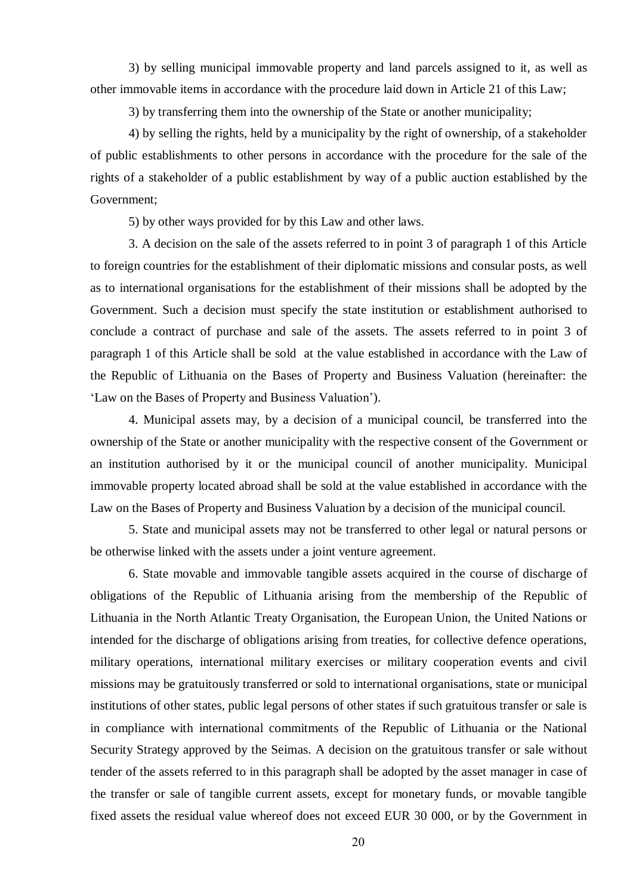3) by selling municipal immovable property and land parcels assigned to it, as well as other immovable items in accordance with the procedure laid down in Article 21 of this Law;

3) by transferring them into the ownership of the State or another municipality;

4) by selling the rights, held by a municipality by the right of ownership, of a stakeholder of public establishments to other persons in accordance with the procedure for the sale of the rights of a stakeholder of a public establishment by way of a public auction established by the Government;

5) by other ways provided for by this Law and other laws.

3. A decision on the sale of the assets referred to in point 3 of paragraph 1 of this Article to foreign countries for the establishment of their diplomatic missions and consular posts, as well as to international organisations for the establishment of their missions shall be adopted by the Government. Such a decision must specify the state institution or establishment authorised to conclude a contract of purchase and sale of the assets. The assets referred to in point 3 of paragraph 1 of this Article shall be sold at the value established in accordance with the Law of the Republic of Lithuania on the Bases of Property and Business Valuation (hereinafter: the 'Law on the Bases of Property and Business Valuation').

4. Municipal assets may, by a decision of a municipal council, be transferred into the ownership of the State or another municipality with the respective consent of the Government or an institution authorised by it or the municipal council of another municipality. Municipal immovable property located abroad shall be sold at the value established in accordance with the Law on the Bases of Property and Business Valuation by a decision of the municipal council.

5. State and municipal assets may not be transferred to other legal or natural persons or be otherwise linked with the assets under a joint venture agreement.

6. State movable and immovable tangible assets acquired in the course of discharge of obligations of the Republic of Lithuania arising from the membership of the Republic of Lithuania in the North Atlantic Treaty Organisation, the European Union, the United Nations or intended for the discharge of obligations arising from treaties, for collective defence operations, military operations, international military exercises or military cooperation events and civil missions may be gratuitously transferred or sold to international organisations, state or municipal institutions of other states, public legal persons of other states if such gratuitous transfer or sale is in compliance with international commitments of the Republic of Lithuania or the National Security Strategy approved by the Seimas. A decision on the gratuitous transfer or sale without tender of the assets referred to in this paragraph shall be adopted by the asset manager in case of the transfer or sale of tangible current assets, except for monetary funds, or movable tangible fixed assets the residual value whereof does not exceed EUR 30 000, or by the Government in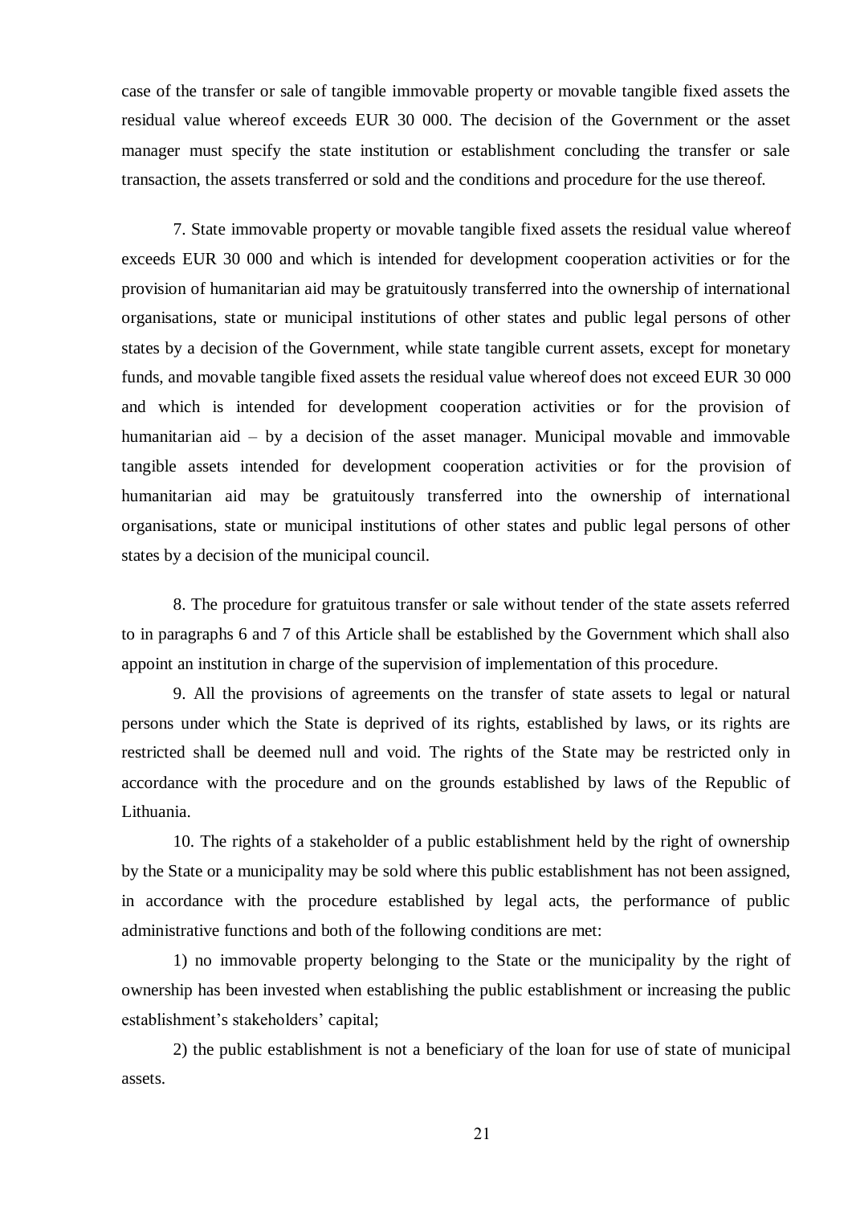case of the transfer or sale of tangible immovable property or movable tangible fixed assets the residual value whereof exceeds EUR 30 000. The decision of the Government or the asset manager must specify the state institution or establishment concluding the transfer or sale transaction, the assets transferred or sold and the conditions and procedure for the use thereof.

7. State immovable property or movable tangible fixed assets the residual value whereof exceeds EUR 30 000 and which is intended for development cooperation activities or for the provision of humanitarian aid may be gratuitously transferred into the ownership of international organisations, state or municipal institutions of other states and public legal persons of other states by a decision of the Government, while state tangible current assets, except for monetary funds, and movable tangible fixed assets the residual value whereof does not exceed EUR 30 000 and which is intended for development cooperation activities or for the provision of humanitarian aid – by a decision of the asset manager. Municipal movable and immovable tangible assets intended for development cooperation activities or for the provision of humanitarian aid may be gratuitously transferred into the ownership of international organisations, state or municipal institutions of other states and public legal persons of other states by a decision of the municipal council.

8. The procedure for gratuitous transfer or sale without tender of the state assets referred to in paragraphs 6 and 7 of this Article shall be established by the Government which shall also appoint an institution in charge of the supervision of implementation of this procedure.

9. All the provisions of agreements on the transfer of state assets to legal or natural persons under which the State is deprived of its rights, established by laws, or its rights are restricted shall be deemed null and void. The rights of the State may be restricted only in accordance with the procedure and on the grounds established by laws of the Republic of Lithuania.

10. The rights of a stakeholder of a public establishment held by the right of ownership by the State or a municipality may be sold where this public establishment has not been assigned, in accordance with the procedure established by legal acts, the performance of public administrative functions and both of the following conditions are met:

1) no immovable property belonging to the State or the municipality by the right of ownership has been invested when establishing the public establishment or increasing the public establishment's stakeholders' capital;

2) the public establishment is not a beneficiary of the loan for use of state of municipal assets.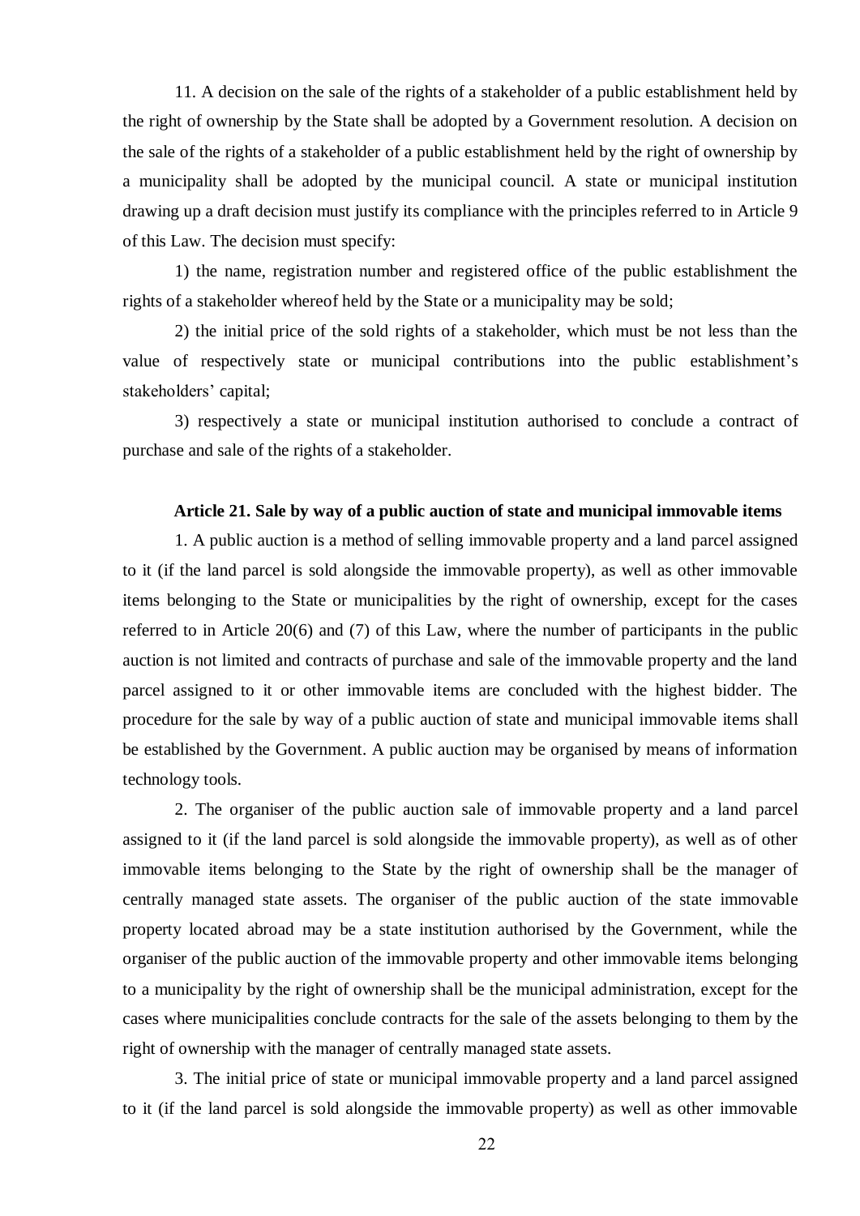11. A decision on the sale of the rights of a stakeholder of a public establishment held by the right of ownership by the State shall be adopted by a Government resolution. A decision on the sale of the rights of a stakeholder of a public establishment held by the right of ownership by a municipality shall be adopted by the municipal council. A state or municipal institution drawing up a draft decision must justify its compliance with the principles referred to in Article 9 of this Law. The decision must specify:

1) the name, registration number and registered office of the public establishment the rights of a stakeholder whereof held by the State or a municipality may be sold;

2) the initial price of the sold rights of a stakeholder, which must be not less than the value of respectively state or municipal contributions into the public establishment's stakeholders' capital;

3) respectively a state or municipal institution authorised to conclude a contract of purchase and sale of the rights of a stakeholder.

**Article 21. Sale by way of a public auction of state and municipal immovable items**

1. A public auction is a method of selling immovable property and a land parcel assigned to it (if the land parcel is sold alongside the immovable property), as well as other immovable items belonging to the State or municipalities by the right of ownership, except for the cases referred to in Article 20(6) and (7) of this Law, where the number of participants in the public auction is not limited and contracts of purchase and sale of the immovable property and the land parcel assigned to it or other immovable items are concluded with the highest bidder. The procedure for the sale by way of a public auction of state and municipal immovable items shall be established by the Government. A public auction may be organised by means of information technology tools.

2. The organiser of the public auction sale of immovable property and a land parcel assigned to it (if the land parcel is sold alongside the immovable property), as well as of other immovable items belonging to the State by the right of ownership shall be the manager of centrally managed state assets. The organiser of the public auction of the state immovable property located abroad may be a state institution authorised by the Government, while the organiser of the public auction of the immovable property and other immovable items belonging to a municipality by the right of ownership shall be the municipal administration, except for the cases where municipalities conclude contracts for the sale of the assets belonging to them by the right of ownership with the manager of centrally managed state assets.

3. The initial price of state or municipal immovable property and a land parcel assigned to it (if the land parcel is sold alongside the immovable property) as well as other immovable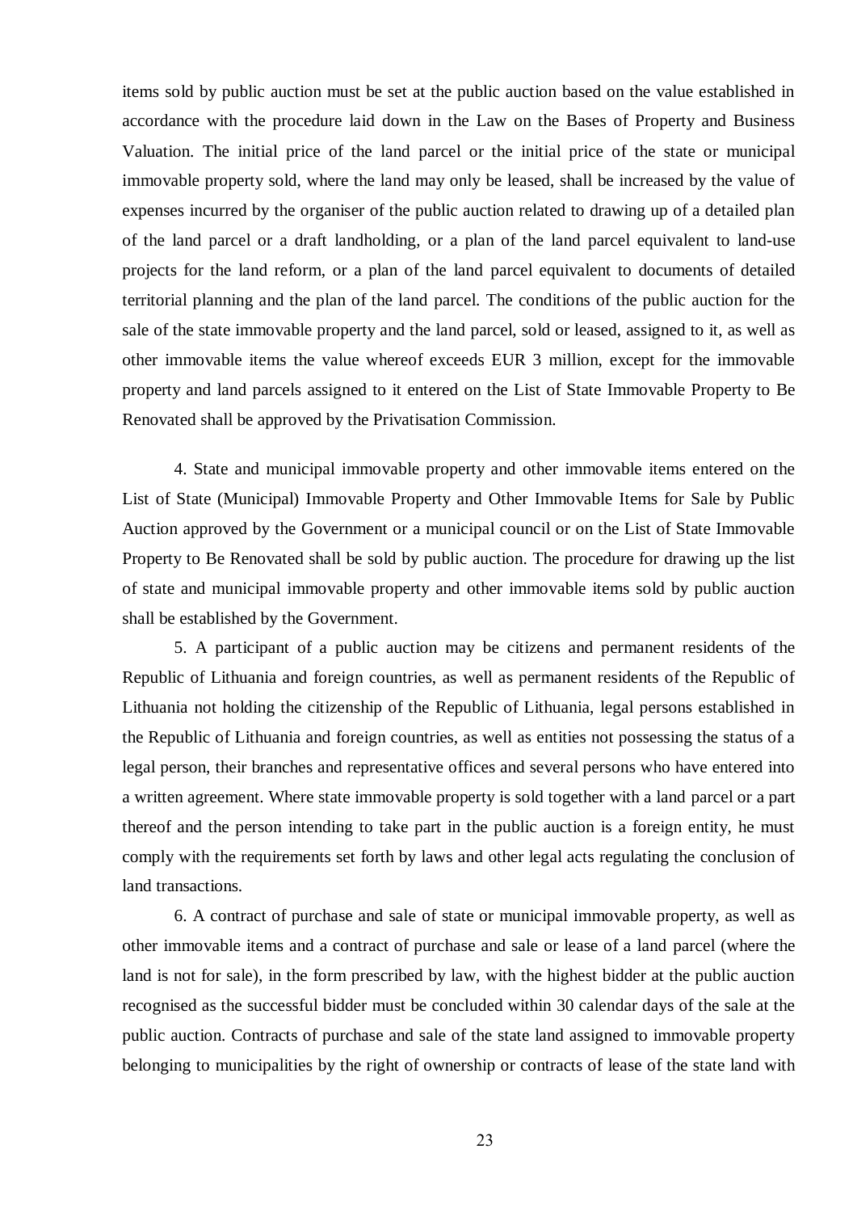items sold by public auction must be set at the public auction based on the value established in accordance with the procedure laid down in the Law on the Bases of Property and Business Valuation. The initial price of the land parcel or the initial price of the state or municipal immovable property sold, where the land may only be leased, shall be increased by the value of expenses incurred by the organiser of the public auction related to drawing up of a detailed plan of the land parcel or a draft landholding, or a plan of the land parcel equivalent to land-use projects for the land reform, or a plan of the land parcel equivalent to documents of detailed territorial planning and the plan of the land parcel. The conditions of the public auction for the sale of the state immovable property and the land parcel, sold or leased, assigned to it, as well as other immovable items the value whereof exceeds EUR 3 million, except for the immovable property and land parcels assigned to it entered on the List of State Immovable Property to Be Renovated shall be approved by the Privatisation Commission.

4. State and municipal immovable property and other immovable items entered on the List of State (Municipal) Immovable Property and Other Immovable Items for Sale by Public Auction approved by the Government or a municipal council or on the List of State Immovable Property to Be Renovated shall be sold by public auction. The procedure for drawing up the list of state and municipal immovable property and other immovable items sold by public auction shall be established by the Government.

5. A participant of a public auction may be citizens and permanent residents of the Republic of Lithuania and foreign countries, as well as permanent residents of the Republic of Lithuania not holding the citizenship of the Republic of Lithuania, legal persons established in the Republic of Lithuania and foreign countries, as well as entities not possessing the status of a legal person, their branches and representative offices and several persons who have entered into a written agreement. Where state immovable property is sold together with a land parcel or a part thereof and the person intending to take part in the public auction is a foreign entity, he must comply with the requirements set forth by laws and other legal acts regulating the conclusion of land transactions.

6. A contract of purchase and sale of state or municipal immovable property, as well as other immovable items and a contract of purchase and sale or lease of a land parcel (where the land is not for sale), in the form prescribed by law, with the highest bidder at the public auction recognised as the successful bidder must be concluded within 30 calendar days of the sale at the public auction. Contracts of purchase and sale of the state land assigned to immovable property belonging to municipalities by the right of ownership or contracts of lease of the state land with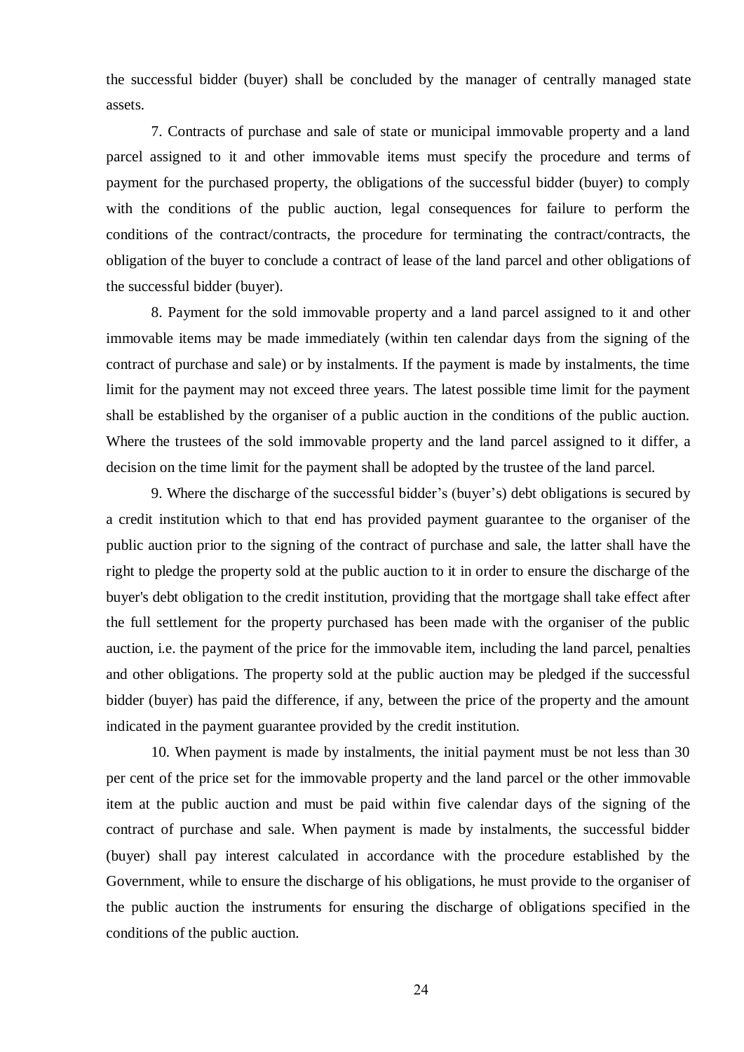the successful bidder (buyer) shall be concluded by the manager of centrally managed state assets.

7. Contracts of purchase and sale of state or municipal immovable property and a land parcel assigned to it and other immovable items must specify the procedure and terms of payment for the purchased property, the obligations of the successful bidder (buyer) to comply with the conditions of the public auction, legal consequences for failure to perform the conditions of the contract/contracts, the procedure for terminating the contract/contracts, the obligation of the buyer to conclude a contract of lease of the land parcel and other obligations of the successful bidder (buyer).

8. Payment for the sold immovable property and a land parcel assigned to it and other immovable items may be made immediately (within ten calendar days from the signing of the contract of purchase and sale) or by instalments. If the payment is made by instalments, the time limit for the payment may not exceed three years. The latest possible time limit for the payment shall be established by the organiser of a public auction in the conditions of the public auction. Where the trustees of the sold immovable property and the land parcel assigned to it differ, a decision on the time limit for the payment shall be adopted by the trustee of the land parcel.

9. Where the discharge of the successful bidder's (buyer's) debt obligations is secured by a credit institution which to that end has provided payment guarantee to the organiser of the public auction prior to the signing of the contract of purchase and sale, the latter shall have the right to pledge the property sold at the public auction to it in order to ensure the discharge of the buyer's debt obligation to the credit institution, providing that the mortgage shall take effect after the full settlement for the property purchased has been made with the organiser of the public auction, i.e. the payment of the price for the immovable item, including the land parcel, penalties and other obligations. The property sold at the public auction may be pledged if the successful bidder (buyer) has paid the difference, if any, between the price of the property and the amount indicated in the payment guarantee provided by the credit institution.

10. When payment is made by instalments, the initial payment must be not less than 30 per cent of the price set for the immovable property and the land parcel or the other immovable item at the public auction and must be paid within five calendar days of the signing of the contract of purchase and sale. When payment is made by instalments, the successful bidder (buyer) shall pay interest calculated in accordance with the procedure established by the Government, while to ensure the discharge of his obligations, he must provide to the organiser of the public auction the instruments for ensuring the discharge of obligations specified in the conditions of the public auction.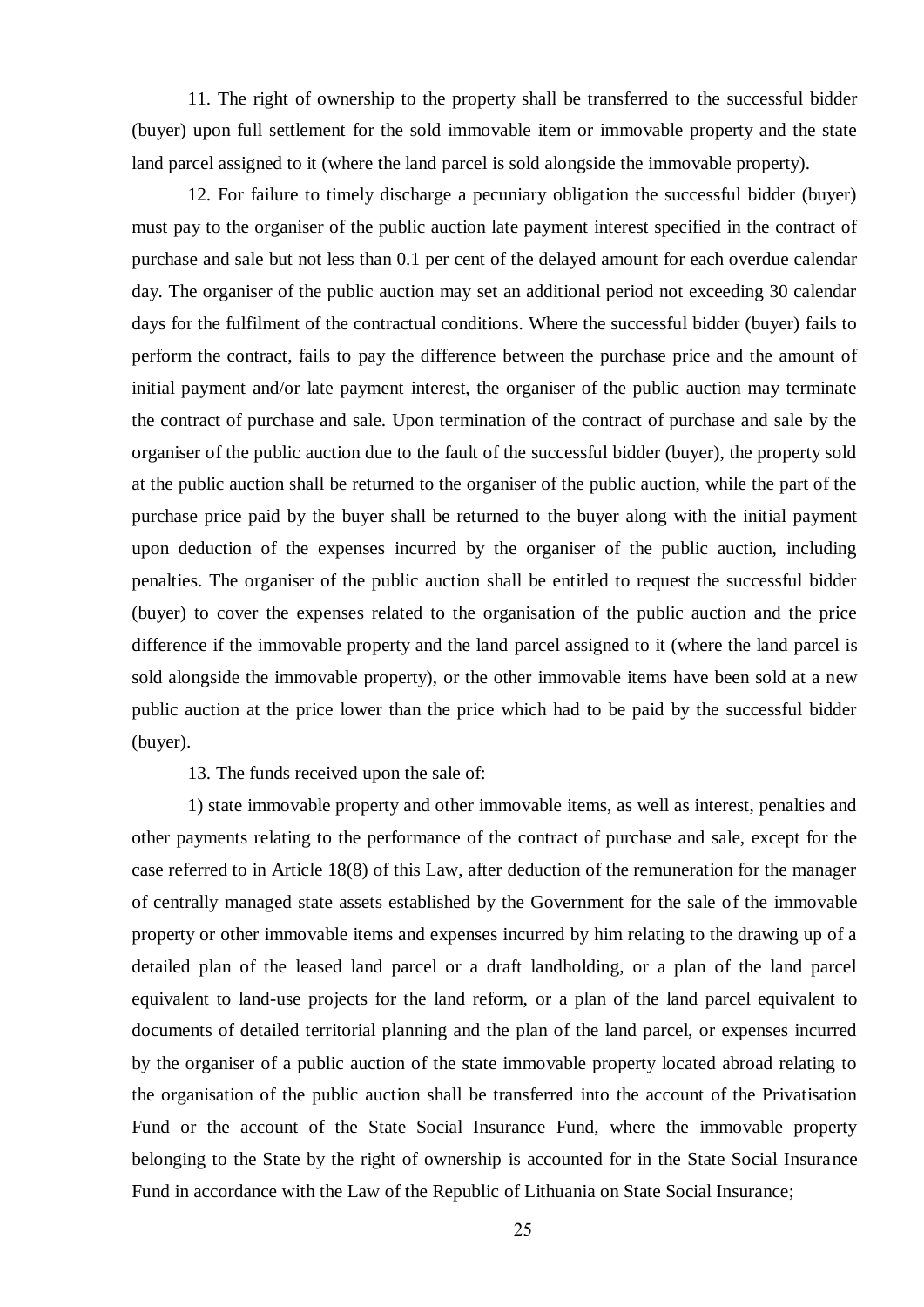11. The right of ownership to the property shall be transferred to the successful bidder (buyer) upon full settlement for the sold immovable item or immovable property and the state land parcel assigned to it (where the land parcel is sold alongside the immovable property).

12. For failure to timely discharge a pecuniary obligation the successful bidder (buyer) must pay to the organiser of the public auction late payment interest specified in the contract of purchase and sale but not less than 0.1 per cent of the delayed amount for each overdue calendar day. The organiser of the public auction may set an additional period not exceeding 30 calendar days for the fulfilment of the contractual conditions. Where the successful bidder (buyer) fails to perform the contract, fails to pay the difference between the purchase price and the amount of initial payment and/or late payment interest, the organiser of the public auction may terminate the contract of purchase and sale. Upon termination of the contract of purchase and sale by the organiser of the public auction due to the fault of the successful bidder (buyer), the property sold at the public auction shall be returned to the organiser of the public auction, while the part of the purchase price paid by the buyer shall be returned to the buyer along with the initial payment upon deduction of the expenses incurred by the organiser of the public auction, including penalties. The organiser of the public auction shall be entitled to request the successful bidder (buyer) to cover the expenses related to the organisation of the public auction and the price difference if the immovable property and the land parcel assigned to it (where the land parcel is sold alongside the immovable property), or the other immovable items have been sold at a new public auction at the price lower than the price which had to be paid by the successful bidder (buyer).

13. The funds received upon the sale of:

1) state immovable property and other immovable items, as well as interest, penalties and other payments relating to the performance of the contract of purchase and sale, except for the case referred to in Article 18(8) of this Law, after deduction of the remuneration for the manager of centrally managed state assets established by the Government for the sale of the immovable property or other immovable items and expenses incurred by him relating to the drawing up of a detailed plan of the leased land parcel or a draft landholding, or a plan of the land parcel equivalent to land-use projects for the land reform, or a plan of the land parcel equivalent to documents of detailed territorial planning and the plan of the land parcel, or expenses incurred by the organiser of a public auction of the state immovable property located abroad relating to the organisation of the public auction shall be transferred into the account of the Privatisation Fund or the account of the State Social Insurance Fund, where the immovable property belonging to the State by the right of ownership is accounted for in the State Social Insurance Fund in accordance with the Law of the Republic of Lithuania on State Social Insurance;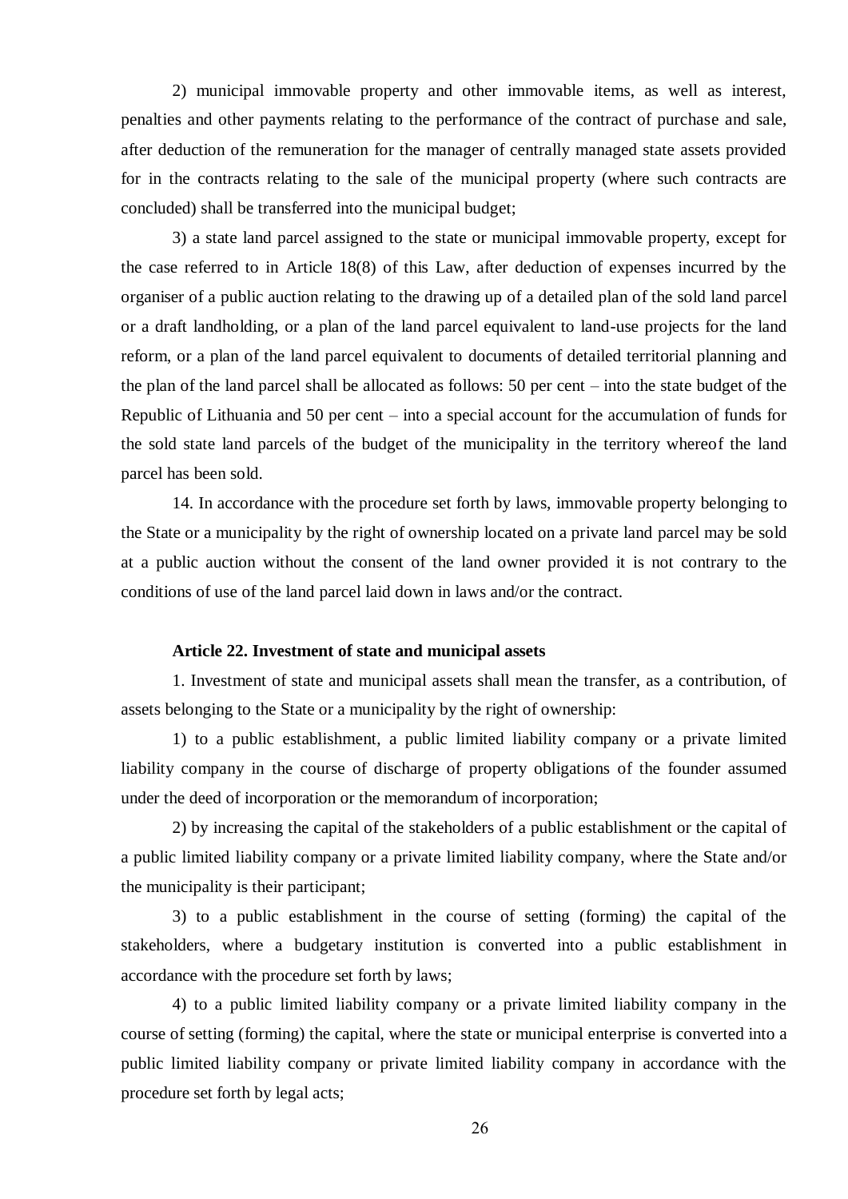2) municipal immovable property and other immovable items, as well as interest, penalties and other payments relating to the performance of the contract of purchase and sale, after deduction of the remuneration for the manager of centrally managed state assets provided for in the contracts relating to the sale of the municipal property (where such contracts are concluded) shall be transferred into the municipal budget;

3) a state land parcel assigned to the state or municipal immovable property, except for the case referred to in Article 18(8) of this Law, after deduction of expenses incurred by the organiser of a public auction relating to the drawing up of a detailed plan of the sold land parcel or a draft landholding, or a plan of the land parcel equivalent to land-use projects for the land reform, or a plan of the land parcel equivalent to documents of detailed territorial planning and the plan of the land parcel shall be allocated as follows: 50 per cent – into the state budget of the Republic of Lithuania and 50 per cent – into a special account for the accumulation of funds for the sold state land parcels of the budget of the municipality in the territory whereof the land parcel has been sold.

14. In accordance with the procedure set forth by laws, immovable property belonging to the State or a municipality by the right of ownership located on a private land parcel may be sold at a public auction without the consent of the land owner provided it is not contrary to the conditions of use of the land parcel laid down in laws and/or the contract.

**Article 22. Investment of state and municipal assets**

1. Investment of state and municipal assets shall mean the transfer, as a contribution, of assets belonging to the State or a municipality by the right of ownership:

1) to a public establishment, a public limited liability company or a private limited liability company in the course of discharge of property obligations of the founder assumed under the deed of incorporation or the memorandum of incorporation;

2) by increasing the capital of the stakeholders of a public establishment or the capital of a public limited liability company or a private limited liability company, where the State and/or the municipality is their participant;

3) to a public establishment in the course of setting (forming) the capital of the stakeholders, where a budgetary institution is converted into a public establishment in accordance with the procedure set forth by laws;

4) to a public limited liability company or a private limited liability company in the course of setting (forming) the capital, where the state or municipal enterprise is converted into a public limited liability company or private limited liability company in accordance with the procedure set forth by legal acts;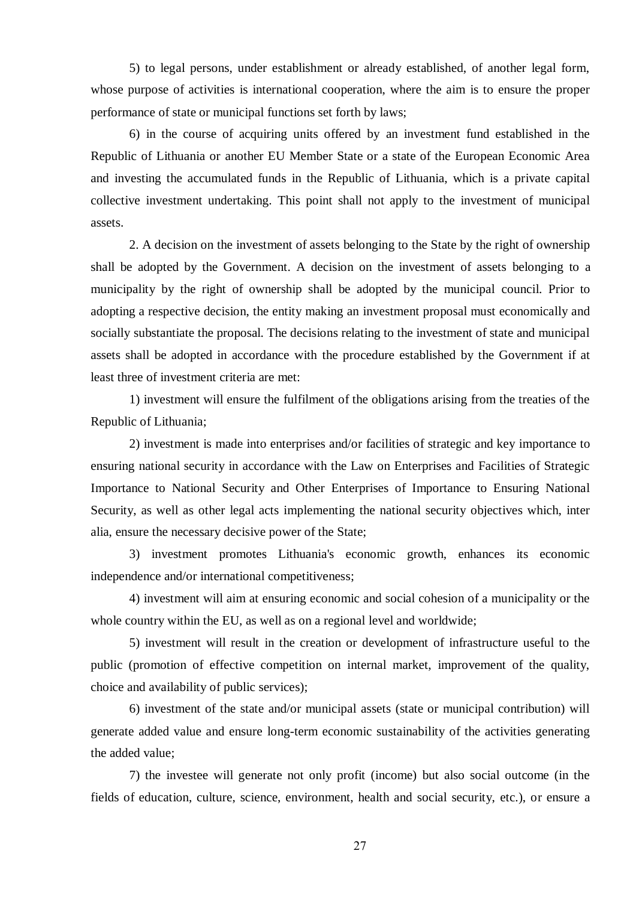5) to legal persons, under establishment or already established, of another legal form, whose purpose of activities is international cooperation, where the aim is to ensure the proper performance of state or municipal functions set forth by laws;

6) in the course of acquiring units offered by an investment fund established in the Republic of Lithuania or another EU Member State or a state of the European Economic Area and investing the accumulated funds in the Republic of Lithuania, which is a private capital collective investment undertaking. This point shall not apply to the investment of municipal assets.

2. A decision on the investment of assets belonging to the State by the right of ownership shall be adopted by the Government. A decision on the investment of assets belonging to a municipality by the right of ownership shall be adopted by the municipal council. Prior to adopting a respective decision, the entity making an investment proposal must economically and socially substantiate the proposal. The decisions relating to the investment of state and municipal assets shall be adopted in accordance with the procedure established by the Government if at least three of investment criteria are met:

1) investment will ensure the fulfilment of the obligations arising from the treaties of the Republic of Lithuania;

2) investment is made into enterprises and/or facilities of strategic and key importance to ensuring national security in accordance with the Law on Enterprises and Facilities of Strategic Importance to National Security and Other Enterprises of Importance to Ensuring National Security, as well as other legal acts implementing the national security objectives which, inter alia, ensure the necessary decisive power of the State;

3) investment promotes Lithuania's economic growth, enhances its economic independence and/or international competitiveness;

4) investment will aim at ensuring economic and social cohesion of a municipality or the whole country within the EU, as well as on a regional level and worldwide;

5) investment will result in the creation or development of infrastructure useful to the public (promotion of effective competition on internal market, improvement of the quality, choice and availability of public services);

6) investment of the state and/or municipal assets (state or municipal contribution) will generate added value and ensure long-term economic sustainability of the activities generating the added value;

7) the investee will generate not only profit (income) but also social outcome (in the fields of education, culture, science, environment, health and social security, etc.), or ensure a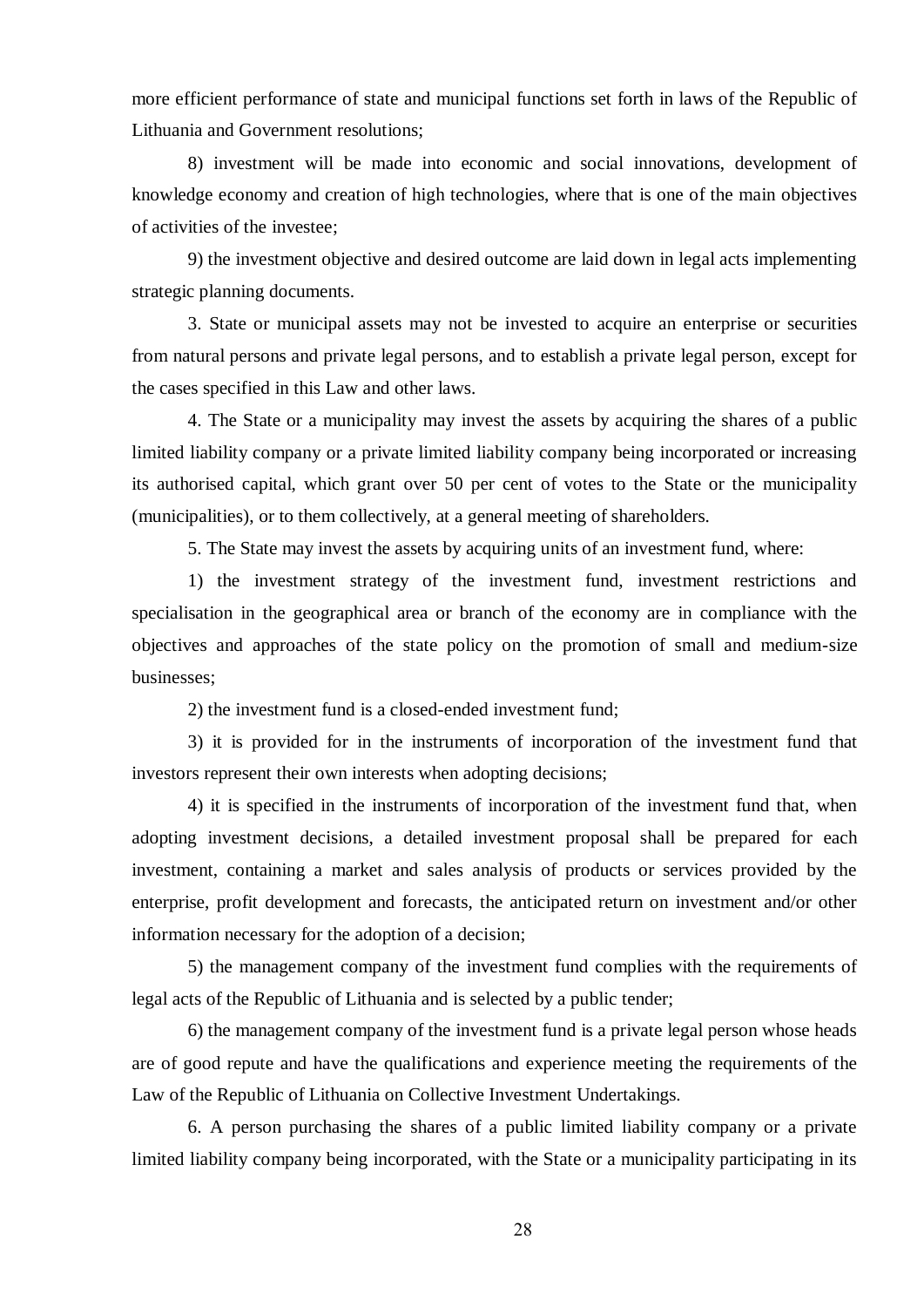more efficient performance of state and municipal functions set forth in laws of the Republic of Lithuania and Government resolutions;

8) investment will be made into economic and social innovations, development of knowledge economy and creation of high technologies, where that is one of the main objectives of activities of the investee;

9) the investment objective and desired outcome are laid down in legal acts implementing strategic planning documents.

3. State or municipal assets may not be invested to acquire an enterprise or securities from natural persons and private legal persons, and to establish a private legal person, except for the cases specified in this Law and other laws.

4. The State or a municipality may invest the assets by acquiring the shares of a public limited liability company or a private limited liability company being incorporated or increasing its authorised capital, which grant over 50 per cent of votes to the State or the municipality (municipalities), or to them collectively, at a general meeting of shareholders.

5. The State may invest the assets by acquiring units of an investment fund, where:

1) the investment strategy of the investment fund, investment restrictions and specialisation in the geographical area or branch of the economy are in compliance with the objectives and approaches of the state policy on the promotion of small and medium-size businesses;

2) the investment fund is a closed-ended investment fund;

3) it is provided for in the instruments of incorporation of the investment fund that investors represent their own interests when adopting decisions;

4) it is specified in the instruments of incorporation of the investment fund that, when adopting investment decisions, a detailed investment proposal shall be prepared for each investment, containing a market and sales analysis of products or services provided by the enterprise, profit development and forecasts, the anticipated return on investment and/or other information necessary for the adoption of a decision;

5) the management company of the investment fund complies with the requirements of legal acts of the Republic of Lithuania and is selected by a public tender;

6) the management company of the investment fund is a private legal person whose heads are of good repute and have the qualifications and experience meeting the requirements of the Law of the Republic of Lithuania on Collective Investment Undertakings.

6. A person purchasing the shares of a public limited liability company or a private limited liability company being incorporated, with the State or a municipality participating in its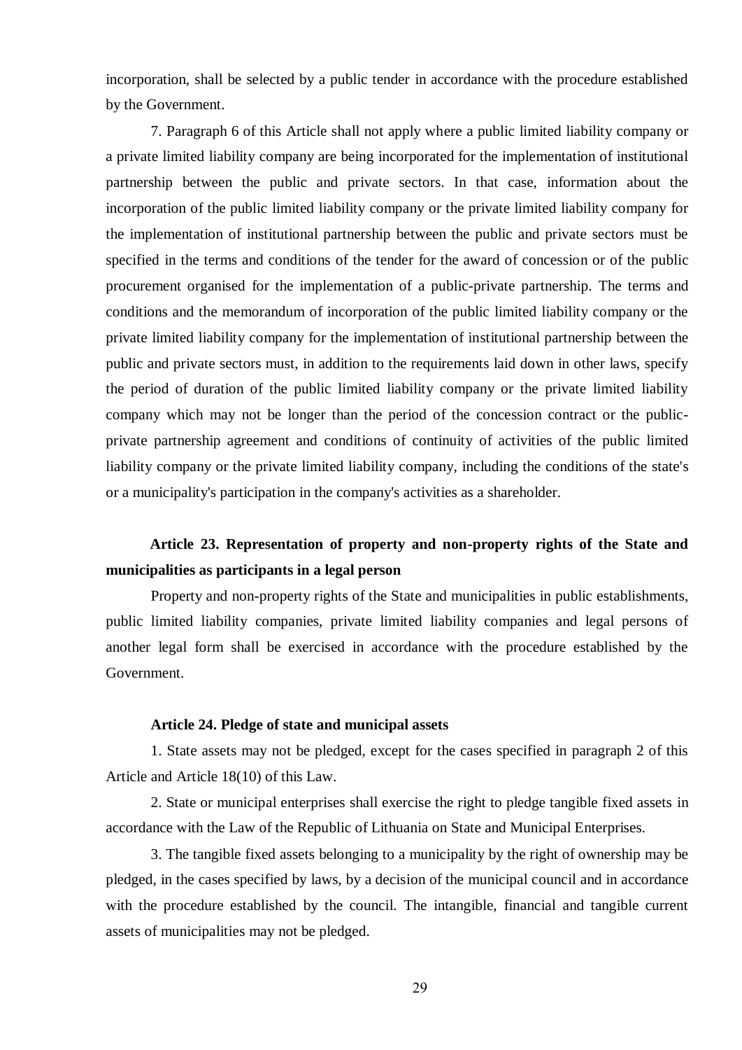incorporation, shall be selected by a public tender in accordance with the procedure established by the Government.

7. Paragraph 6 of this Article shall not apply where a public limited liability company or a private limited liability company are being incorporated for the implementation of institutional partnership between the public and private sectors. In that case, information about the incorporation of the public limited liability company or the private limited liability company for the implementation of institutional partnership between the public and private sectors must be specified in the terms and conditions of the tender for the award of concession or of the public procurement organised for the implementation of a public-private partnership. The terms and conditions and the memorandum of incorporation of the public limited liability company or the private limited liability company for the implementation of institutional partnership between the public and private sectors must, in addition to the requirements laid down in other laws, specify the period of duration of the public limited liability company or the private limited liability company which may not be longer than the period of the concession contract or the public-private partnership agreement and conditions of continuity of activities of the public limited liability company or the private limited liability company, including the conditions of the state's or a municipality's participation in the company's activities as a shareholder.

**Article 23. Representation of property and non-property rights of the State and municipalities as participants in a legal person**

Property and non-property rights of the State and municipalities in public establishments, public limited liability companies, private limited liability companies and legal persons of another legal form shall be exercised in accordance with the procedure established by the Government.

**Article 24. Pledge of state and municipal assets**

1. State assets may not be pledged, except for the cases specified in paragraph 2 of this Article and Article 18(10) of this Law.

2. State or municipal enterprises shall exercise the right to pledge tangible fixed assets in accordance with the Law of the Republic of Lithuania on State and Municipal Enterprises.

3. The tangible fixed assets belonging to a municipality by the right of ownership may be pledged, in the cases specified by laws, by a decision of the municipal council and in accordance with the procedure established by the council. The intangible, financial and tangible current assets of municipalities may not be pledged.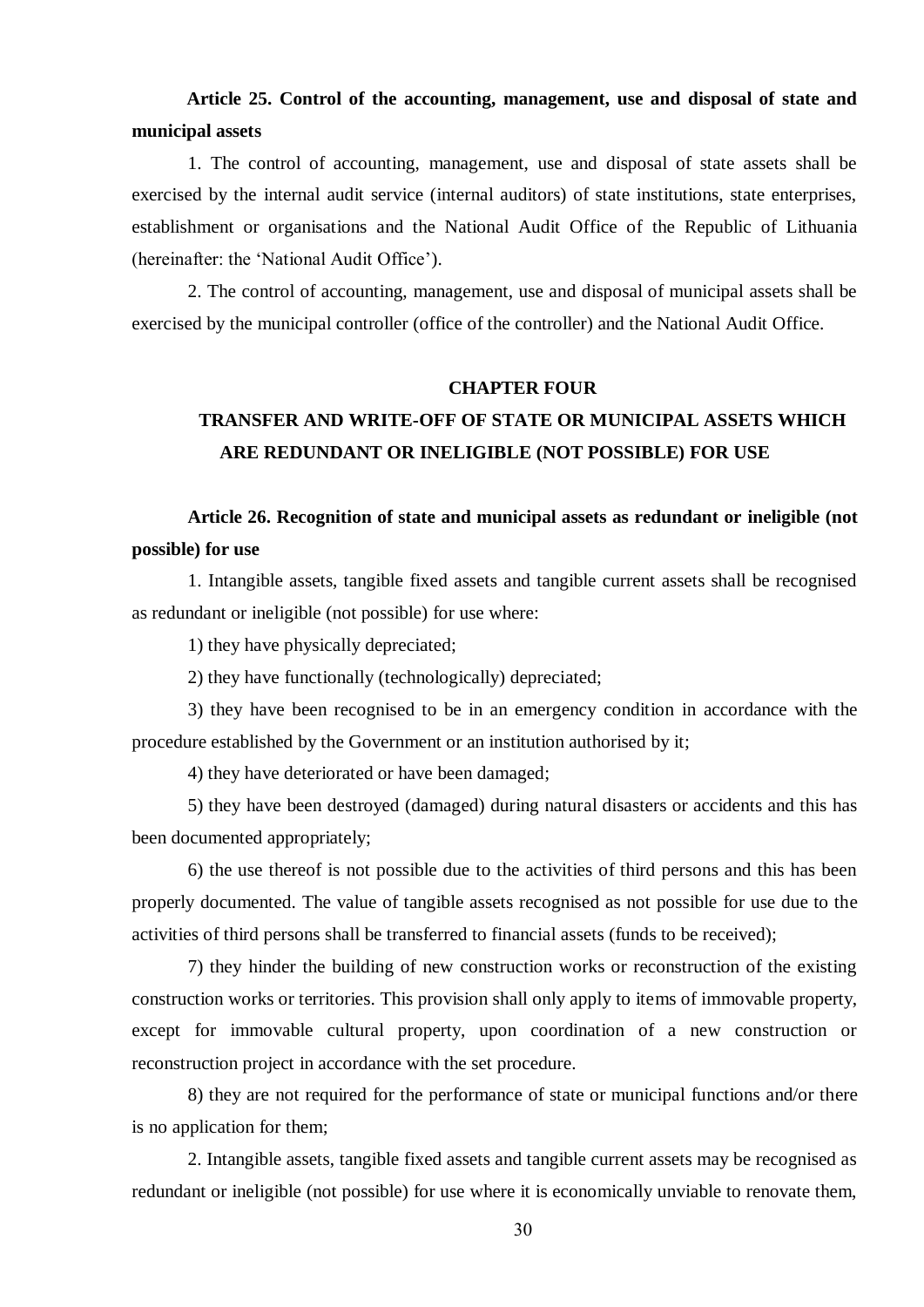**Article 25. Control of the accounting, management, use and disposal of state and municipal assets**

1. The control of accounting, management, use and disposal of state assets shall be exercised by the internal audit service (internal auditors) of state institutions, state enterprises, establishment or organisations and the National Audit Office of the Republic of Lithuania (hereinafter: the 'National Audit Office').

2. The control of accounting, management, use and disposal of municipal assets shall be exercised by the municipal controller (office of the controller) and the National Audit Office.

## CHAPTER FOUR

## TRANSFER AND WRITE-OFF OF STATE OR MUNICIPAL ASSETS WHICH ARE REDUNDANT OR INELIGIBLE (NOT POSSIBLE) FOR USE

**Article 26. Recognition of state and municipal assets as redundant or ineligible (not possible) for use**

1. Intangible assets, tangible fixed assets and tangible current assets shall be recognised as redundant or ineligible (not possible) for use where:

1) they have physically depreciated;

2) they have functionally (technologically) depreciated;

3) they have been recognised to be in an emergency condition in accordance with the procedure established by the Government or an institution authorised by it;

4) they have deteriorated or have been damaged;

5) they have been destroyed (damaged) during natural disasters or accidents and this has been documented appropriately;

6) the use thereof is not possible due to the activities of third persons and this has been properly documented. The value of tangible assets recognised as not possible for use due to the activities of third persons shall be transferred to financial assets (funds to be received);

7) they hinder the building of new construction works or reconstruction of the existing construction works or territories. This provision shall only apply to items of immovable property, except for immovable cultural property, upon coordination of a new construction or reconstruction project in accordance with the set procedure.

8) they are not required for the performance of state or municipal functions and/or there is no application for them;

2. Intangible assets, tangible fixed assets and tangible current assets may be recognised as redundant or ineligible (not possible) for use where it is economically unviable to renovate them,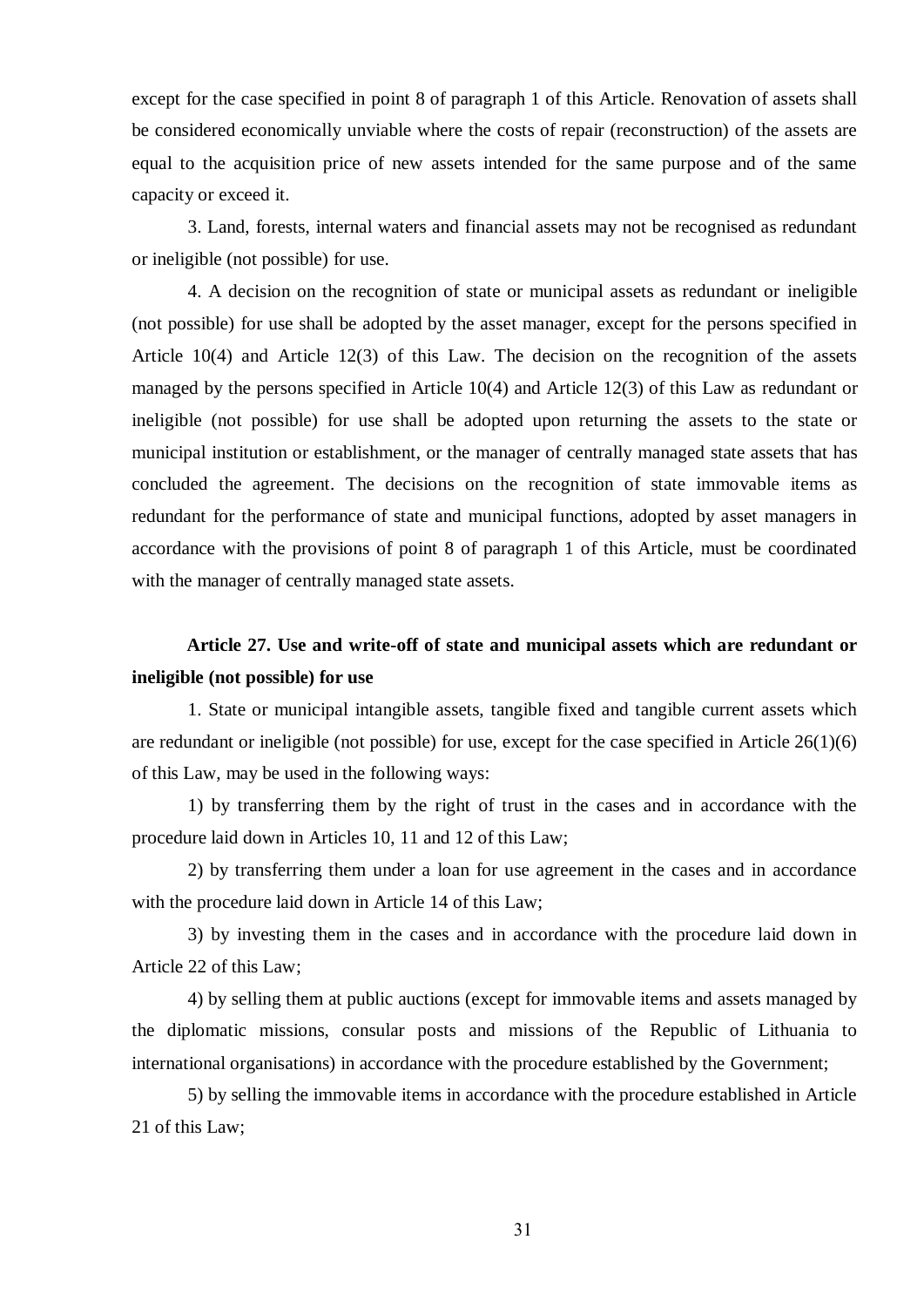except for the case specified in point 8 of paragraph 1 of this Article. Renovation of assets shall be considered economically unviable where the costs of repair (reconstruction) of the assets are equal to the acquisition price of new assets intended for the same purpose and of the same capacity or exceed it.

3. Land, forests, internal waters and financial assets may not be recognised as redundant or ineligible (not possible) for use.

4. A decision on the recognition of state or municipal assets as redundant or ineligible (not possible) for use shall be adopted by the asset manager, except for the persons specified in Article 10(4) and Article 12(3) of this Law. The decision on the recognition of the assets managed by the persons specified in Article 10(4) and Article 12(3) of this Law as redundant or ineligible (not possible) for use shall be adopted upon returning the assets to the state or municipal institution or establishment, or the manager of centrally managed state assets that has concluded the agreement. The decisions on the recognition of state immovable items as redundant for the performance of state and municipal functions, adopted by asset managers in accordance with the provisions of point 8 of paragraph 1 of this Article, must be coordinated with the manager of centrally managed state assets.

### Article 27. Use and write-off of state and municipal assets which are redundant or ineligible (not possible) for use

1. State or municipal intangible assets, tangible fixed and tangible current assets which are redundant or ineligible (not possible) for use, except for the case specified in Article 26(1)(6) of this Law, may be used in the following ways:

1) by transferring them by the right of trust in the cases and in accordance with the procedure laid down in Articles 10, 11 and 12 of this Law;

2) by transferring them under a loan for use agreement in the cases and in accordance with the procedure laid down in Article 14 of this Law;

3) by investing them in the cases and in accordance with the procedure laid down in Article 22 of this Law;

4) by selling them at public auctions (except for immovable items and assets managed by the diplomatic missions, consular posts and missions of the Republic of Lithuania to international organisations) in accordance with the procedure established by the Government;

5) by selling the immovable items in accordance with the procedure established in Article 21 of this Law;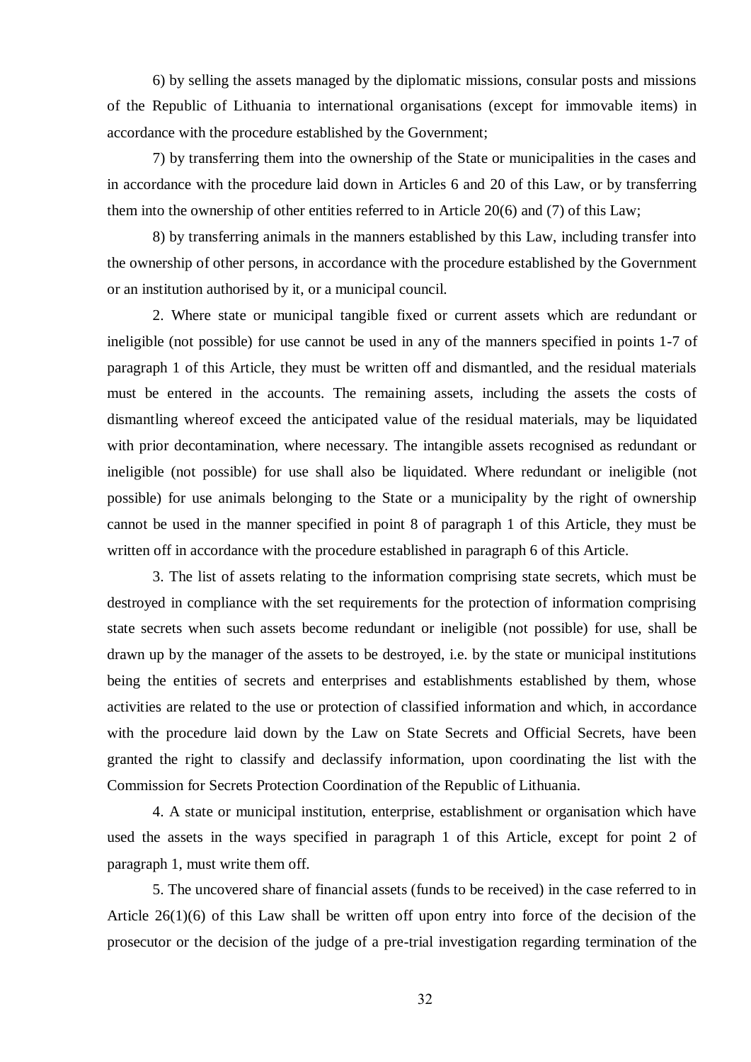6) by selling the assets managed by the diplomatic missions, consular posts and missions of the Republic of Lithuania to international organisations (except for immovable items) in accordance with the procedure established by the Government;

7) by transferring them into the ownership of the State or municipalities in the cases and in accordance with the procedure laid down in Articles 6 and 20 of this Law, or by transferring them into the ownership of other entities referred to in Article 20(6) and (7) of this Law;

8) by transferring animals in the manners established by this Law, including transfer into the ownership of other persons, in accordance with the procedure established by the Government or an institution authorised by it, or a municipal council.

2. Where state or municipal tangible fixed or current assets which are redundant or ineligible (not possible) for use cannot be used in any of the manners specified in points 1-7 of paragraph 1 of this Article, they must be written off and dismantled, and the residual materials must be entered in the accounts. The remaining assets, including the assets the costs of dismantling whereof exceed the anticipated value of the residual materials, may be liquidated with prior decontamination, where necessary. The intangible assets recognised as redundant or ineligible (not possible) for use shall also be liquidated. Where redundant or ineligible (not possible) for use animals belonging to the State or a municipality by the right of ownership cannot be used in the manner specified in point 8 of paragraph 1 of this Article, they must be written off in accordance with the procedure established in paragraph 6 of this Article.

3. The list of assets relating to the information comprising state secrets, which must be destroyed in compliance with the set requirements for the protection of information comprising state secrets when such assets become redundant or ineligible (not possible) for use, shall be drawn up by the manager of the assets to be destroyed, i.e. by the state or municipal institutions being the entities of secrets and enterprises and establishments established by them, whose activities are related to the use or protection of classified information and which, in accordance with the procedure laid down by the Law on State Secrets and Official Secrets, have been granted the right to classify and declassify information, upon coordinating the list with the Commission for Secrets Protection Coordination of the Republic of Lithuania.

4. A state or municipal institution, enterprise, establishment or organisation which have used the assets in the ways specified in paragraph 1 of this Article, except for point 2 of paragraph 1, must write them off.

5. The uncovered share of financial assets (funds to be received) in the case referred to in Article 26(1)(6) of this Law shall be written off upon entry into force of the decision of the prosecutor or the decision of the judge of a pre-trial investigation regarding termination of the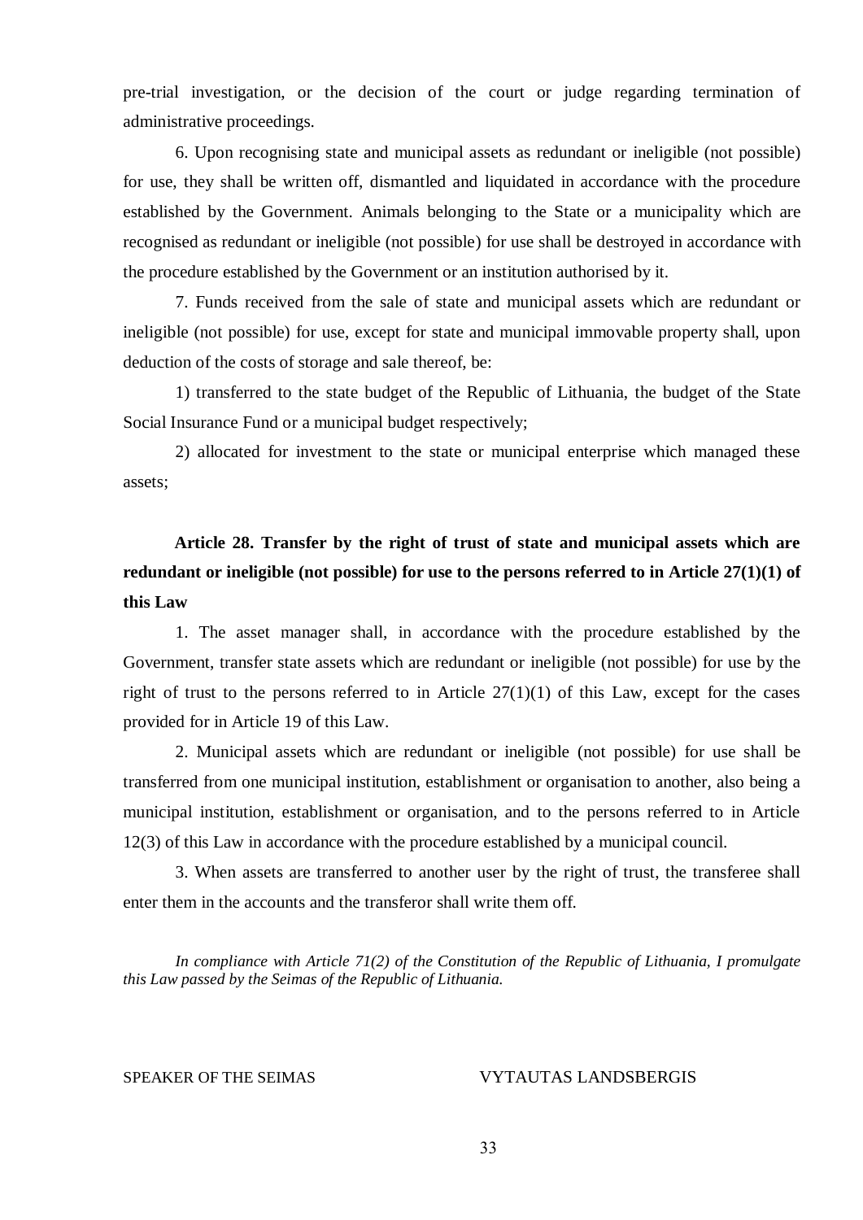pre-trial investigation, or the decision of the court or judge regarding termination of administrative proceedings.

6. Upon recognising state and municipal assets as redundant or ineligible (not possible) for use, they shall be written off, dismantled and liquidated in accordance with the procedure established by the Government. Animals belonging to the State or a municipality which are recognised as redundant or ineligible (not possible) for use shall be destroyed in accordance with the procedure established by the Government or an institution authorised by it.

7. Funds received from the sale of state and municipal assets which are redundant or ineligible (not possible) for use, except for state and municipal immovable property shall, upon deduction of the costs of storage and sale thereof, be:

1) transferred to the state budget of the Republic of Lithuania, the budget of the State Social Insurance Fund or a municipal budget respectively;

2) allocated for investment to the state or municipal enterprise which managed these assets;

**Article 28. Transfer by the right of trust of state and municipal assets which are redundant or ineligible (not possible) for use to the persons referred to in Article 27(1)(1) of this Law**

1. The asset manager shall, in accordance with the procedure established by the Government, transfer state assets which are redundant or ineligible (not possible) for use by the right of trust to the persons referred to in Article 27(1)(1) of this Law, except for the cases provided for in Article 19 of this Law.

2. Municipal assets which are redundant or ineligible (not possible) for use shall be transferred from one municipal institution, establishment or organisation to another, also being a municipal institution, establishment or organisation, and to the persons referred to in Article 12(3) of this Law in accordance with the procedure established by a municipal council.

3. When assets are transferred to another user by the right of trust, the transferee shall enter them in the accounts and the transferor shall write them off.

*In compliance with Article 71(2) of the Constitution of the Republic of Lithuania, I promulgate this Law passed by the Seimas of the Republic of Lithuania.*

SPEAKER OF THE SEIMAS VYTAUTAS LANDSBERGIS